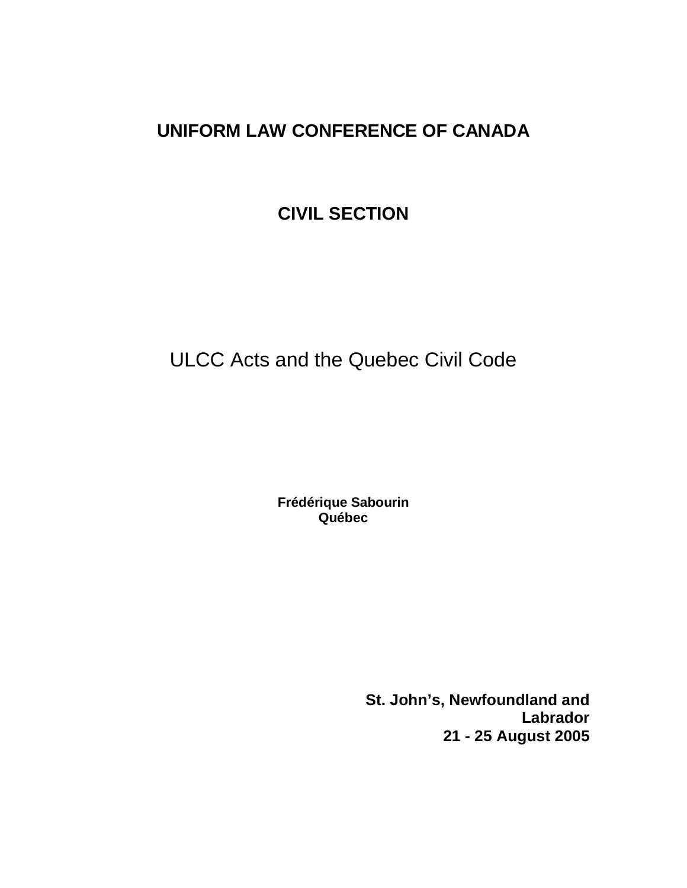# UNIFORM LAW CONFERENCE OF CANADA

## CIVIL SECTION

# ULCC Acts and the Quebec Civil Code

**Frédérique Sabourin**
**Québec**

**St. John's, Newfoundland and Labrador**
**21 - 25 August 2005**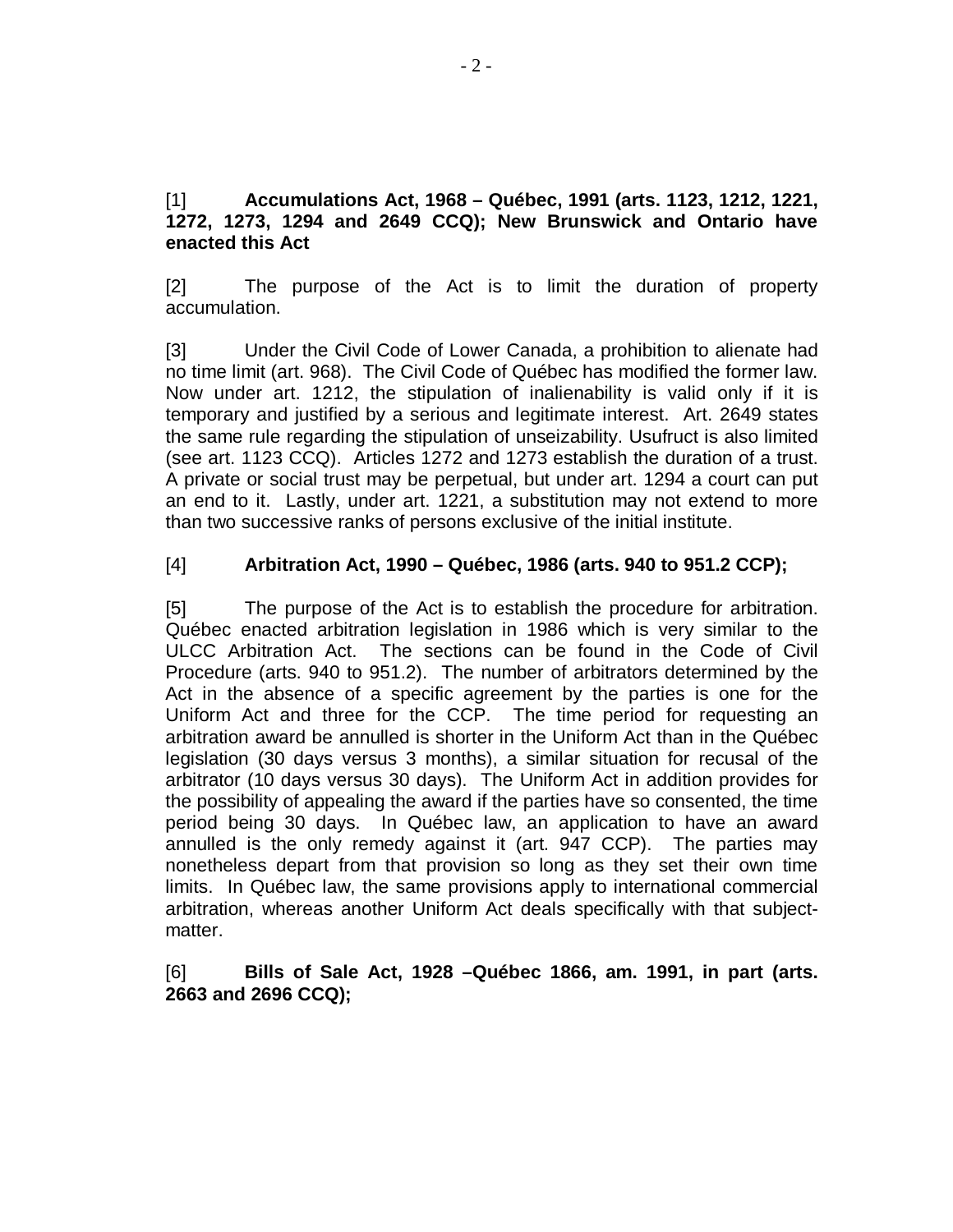[1] **Accumulations Act, 1968 – Québec, 1991 (arts. 1123, 1212, 1221, 1272, 1273, 1294 and 2649 CCQ); New Brunswick and Ontario have enacted this Act**

[2] The purpose of the Act is to limit the duration of property accumulation.

[3] Under the Civil Code of Lower Canada, a prohibition to alienate had no time limit (art. 968). The Civil Code of Québec has modified the former law. Now under art. 1212, the stipulation of inalienability is valid only if it is temporary and justified by a serious and legitimate interest. Art. 2649 states the same rule regarding the stipulation of unseizability. Usufruct is also limited (see art. 1123 CCQ). Articles 1272 and 1273 establish the duration of a trust. A private or social trust may be perpetual, but under art. 1294 a court can put an end to it. Lastly, under art. 1221, a substitution may not extend to more than two successive ranks of persons exclusive of the initial institute.

[4] **Arbitration Act, 1990 – Québec, 1986 (arts. 940 to 951.2 CCP);**

[5] The purpose of the Act is to establish the procedure for arbitration. Québec enacted arbitration legislation in 1986 which is very similar to the ULCC Arbitration Act. The sections can be found in the Code of Civil Procedure (arts. 940 to 951.2). The number of arbitrators determined by the Act in the absence of a specific agreement by the parties is one for the Uniform Act and three for the CCP. The time period for requesting an arbitration award be annulled is shorter in the Uniform Act than in the Québec legislation (30 days versus 3 months), a similar situation for recusal of the arbitrator (10 days versus 30 days). The Uniform Act in addition provides for the possibility of appealing the award if the parties have so consented, the time period being 30 days. In Québec law, an application to have an award annulled is the only remedy against it (art. 947 CCP). The parties may nonetheless depart from that provision so long as they set their own time limits. In Québec law, the same provisions apply to international commercial arbitration, whereas another Uniform Act deals specifically with that subject-matter.

[6] **Bills of Sale Act, 1928 –Québec 1866, am. 1991, in part (arts. 2663 and 2696 CCQ);**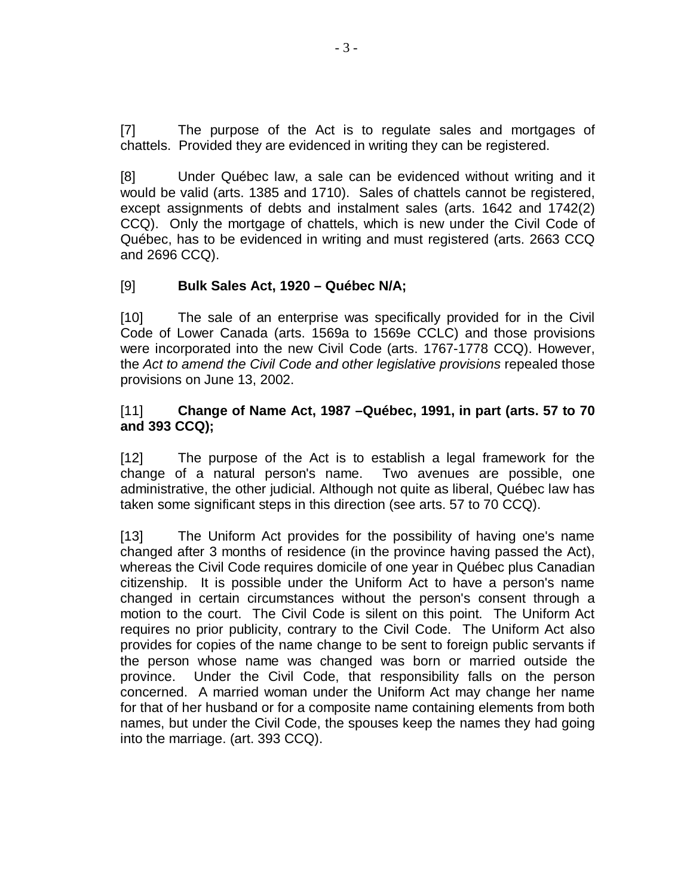[7] The purpose of the Act is to regulate sales and mortgages of chattels. Provided they are evidenced in writing they can be registered.

[8] Under Québec law, a sale can be evidenced without writing and it would be valid (arts. 1385 and 1710). Sales of chattels cannot be registered, except assignments of debts and instalment sales (arts. 1642 and 1742(2) CCQ). Only the mortgage of chattels, which is new under the Civil Code of Québec, has to be evidenced in writing and must registered (arts. 2663 CCQ and 2696 CCQ).

[9] **Bulk Sales Act, 1920 – Québec N/A;**

[10] The sale of an enterprise was specifically provided for in the Civil Code of Lower Canada (arts. 1569a to 1569e CCLC) and those provisions were incorporated into the new Civil Code (arts. 1767-1778 CCQ). However, the *Act to amend the Civil Code and other legislative provisions* repealed those provisions on June 13, 2002.

[11] **Change of Name Act, 1987 –Québec, 1991, in part (arts. 57 to 70 and 393 CCQ);**

[12] The purpose of the Act is to establish a legal framework for the change of a natural person's name. Two avenues are possible, one administrative, the other judicial. Although not quite as liberal, Québec law has taken some significant steps in this direction (see arts. 57 to 70 CCQ).

[13] The Uniform Act provides for the possibility of having one's name changed after 3 months of residence (in the province having passed the Act), whereas the Civil Code requires domicile of one year in Québec plus Canadian citizenship. It is possible under the Uniform Act to have a person's name changed in certain circumstances without the person's consent through a motion to the court. The Civil Code is silent on this point. The Uniform Act requires no prior publicity, contrary to the Civil Code. The Uniform Act also provides for copies of the name change to be sent to foreign public servants if the person whose name was changed was born or married outside the province. Under the Civil Code, that responsibility falls on the person concerned. A married woman under the Uniform Act may change her name for that of her husband or for a composite name containing elements from both names, but under the Civil Code, the spouses keep the names they had going into the marriage. (art. 393 CCQ).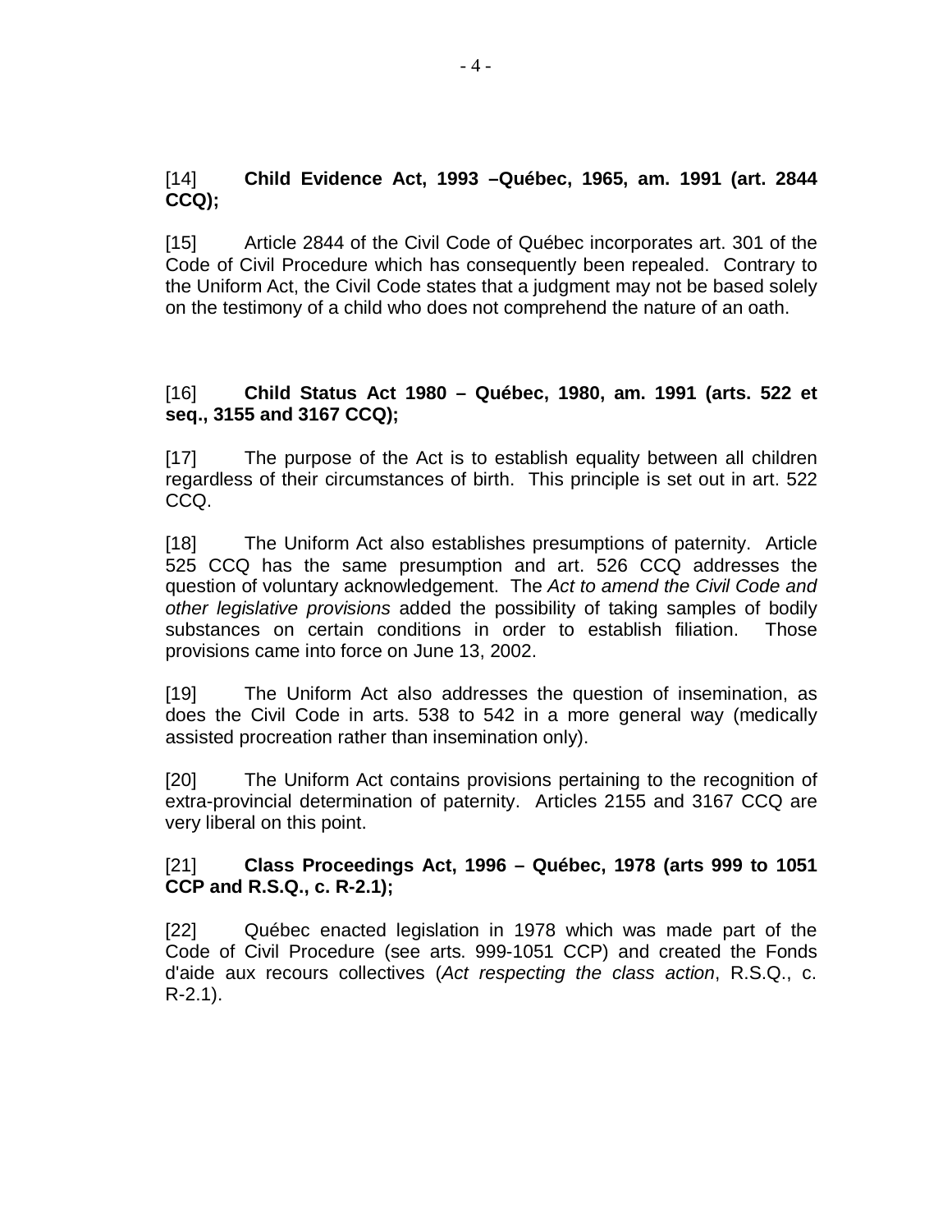[14] **Child Evidence Act, 1993 –Québec, 1965, am. 1991 (art. 2844 CCQ);**

[15] Article 2844 of the Civil Code of Québec incorporates art. 301 of the Code of Civil Procedure which has consequently been repealed. Contrary to the Uniform Act, the Civil Code states that a judgment may not be based solely on the testimony of a child who does not comprehend the nature of an oath.

[16] **Child Status Act 1980 – Québec, 1980, am. 1991 (arts. 522 et seq., 3155 and 3167 CCQ);**

[17] The purpose of the Act is to establish equality between all children regardless of their circumstances of birth. This principle is set out in art. 522 CCQ.

[18] The Uniform Act also establishes presumptions of paternity. Article 525 CCQ has the same presumption and art. 526 CCQ addresses the question of voluntary acknowledgement. The *Act to amend the Civil Code and other legislative provisions* added the possibility of taking samples of bodily substances on certain conditions in order to establish filiation. Those provisions came into force on June 13, 2002.

[19] The Uniform Act also addresses the question of insemination, as does the Civil Code in arts. 538 to 542 in a more general way (medically assisted procreation rather than insemination only).

[20] The Uniform Act contains provisions pertaining to the recognition of extra-provincial determination of paternity. Articles 2155 and 3167 CCQ are very liberal on this point.

[21] **Class Proceedings Act, 1996 – Québec, 1978 (arts 999 to 1051 CCP and R.S.Q., c. R-2.1);**

[22] Québec enacted legislation in 1978 which was made part of the Code of Civil Procedure (see arts. 999-1051 CCP) and created the Fonds d'aide aux recours collectives (*Act respecting the class action*, R.S.Q., c. R-2.1).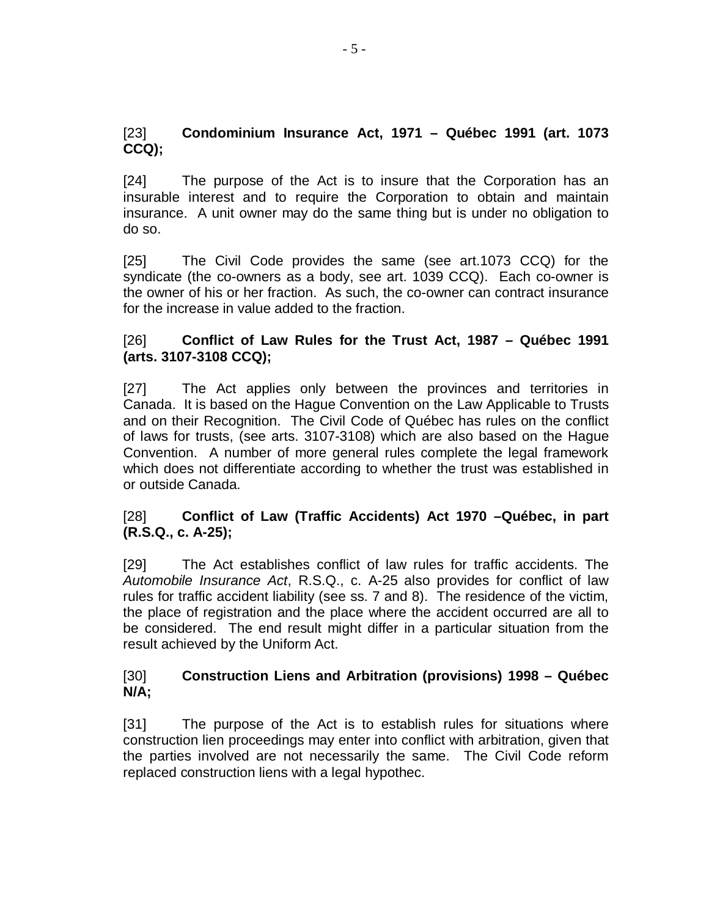[23] **Condominium Insurance Act, 1971 – Québec 1991 (art. 1073 CCQ);**

[24] The purpose of the Act is to insure that the Corporation has an insurable interest and to require the Corporation to obtain and maintain insurance. A unit owner may do the same thing but is under no obligation to do so.

[25] The Civil Code provides the same (see art.1073 CCQ) for the syndicate (the co-owners as a body, see art. 1039 CCQ). Each co-owner is the owner of his or her fraction. As such, the co-owner can contract insurance for the increase in value added to the fraction.

[26] **Conflict of Law Rules for the Trust Act, 1987 – Québec 1991 (arts. 3107-3108 CCQ);**

[27] The Act applies only between the provinces and territories in Canada. It is based on the Hague Convention on the Law Applicable to Trusts and on their Recognition. The Civil Code of Québec has rules on the conflict of laws for trusts, (see arts. 3107-3108) which are also based on the Hague Convention. A number of more general rules complete the legal framework which does not differentiate according to whether the trust was established in or outside Canada.

[28] **Conflict of Law (Traffic Accidents) Act 1970 –Québec, in part (R.S.Q., c. A-25);**

[29] The Act establishes conflict of law rules for traffic accidents. The *Automobile Insurance Act*, R.S.Q., c. A-25 also provides for conflict of law rules for traffic accident liability (see ss. 7 and 8). The residence of the victim, the place of registration and the place where the accident occurred are all to be considered. The end result might differ in a particular situation from the result achieved by the Uniform Act.

[30] **Construction Liens and Arbitration (provisions) 1998 – Québec N/A;**

[31] The purpose of the Act is to establish rules for situations where construction lien proceedings may enter into conflict with arbitration, given that the parties involved are not necessarily the same. The Civil Code reform replaced construction liens with a legal hypothec.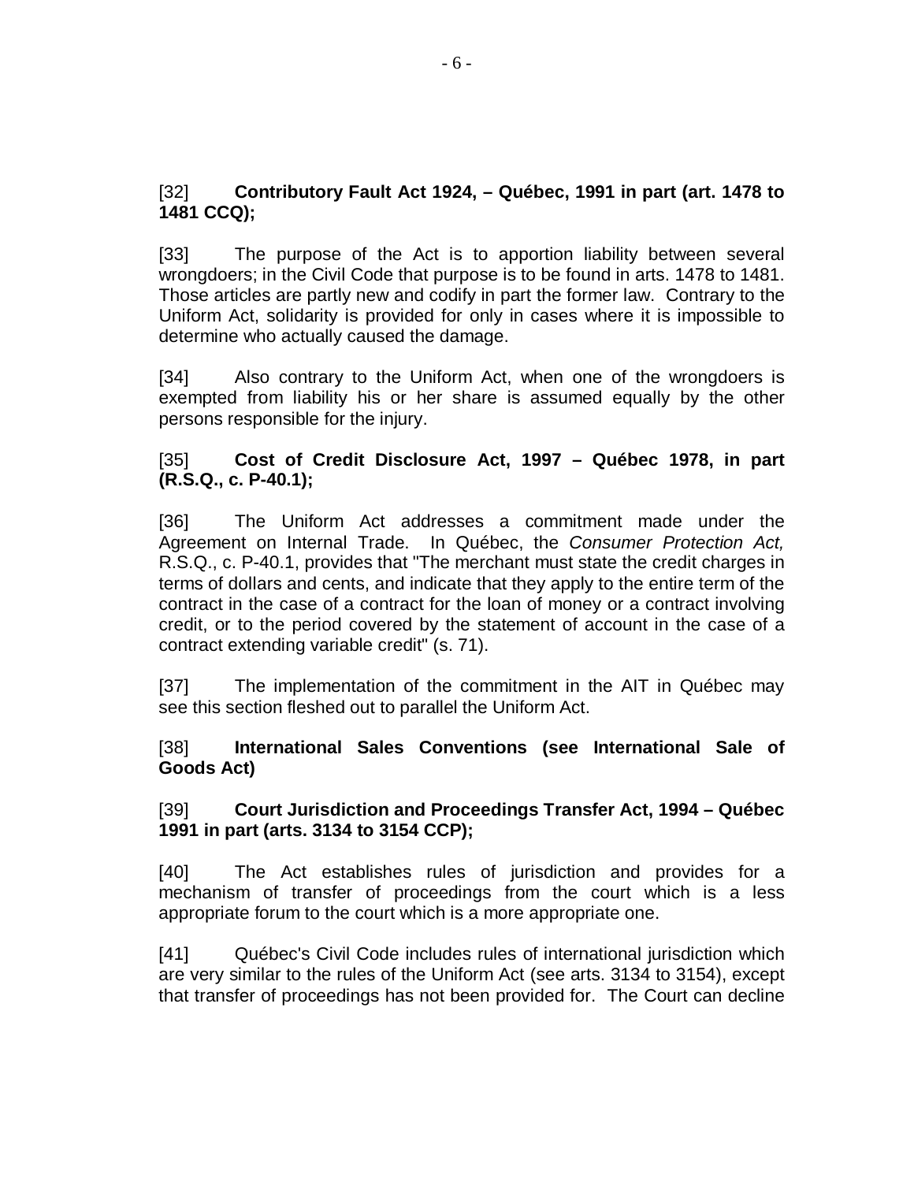[32] **Contributory Fault Act 1924, – Québec, 1991 in part (art. 1478 to 1481 CCQ);**

[33] The purpose of the Act is to apportion liability between several wrongdoers; in the Civil Code that purpose is to be found in arts. 1478 to 1481. Those articles are partly new and codify in part the former law. Contrary to the Uniform Act, solidarity is provided for only in cases where it is impossible to determine who actually caused the damage.

[34] Also contrary to the Uniform Act, when one of the wrongdoers is exempted from liability his or her share is assumed equally by the other persons responsible for the injury.

[35] **Cost of Credit Disclosure Act, 1997 – Québec 1978, in part (R.S.Q., c. P-40.1);**

[36] The Uniform Act addresses a commitment made under the Agreement on Internal Trade. In Québec, the *Consumer Protection Act,* R.S.Q., c. P-40.1, provides that "The merchant must state the credit charges in terms of dollars and cents, and indicate that they apply to the entire term of the contract in the case of a contract for the loan of money or a contract involving credit, or to the period covered by the statement of account in the case of a contract extending variable credit" (s. 71).

[37] The implementation of the commitment in the AIT in Québec may see this section fleshed out to parallel the Uniform Act.

[38] **International Sales Conventions (see International Sale of Goods Act)**

[39] **Court Jurisdiction and Proceedings Transfer Act, 1994 – Québec 1991 in part (arts. 3134 to 3154 CCP);**

[40] The Act establishes rules of jurisdiction and provides for a mechanism of transfer of proceedings from the court which is a less appropriate forum to the court which is a more appropriate one.

[41] Québec's Civil Code includes rules of international jurisdiction which are very similar to the rules of the Uniform Act (see arts. 3134 to 3154), except that transfer of proceedings has not been provided for. The Court can decline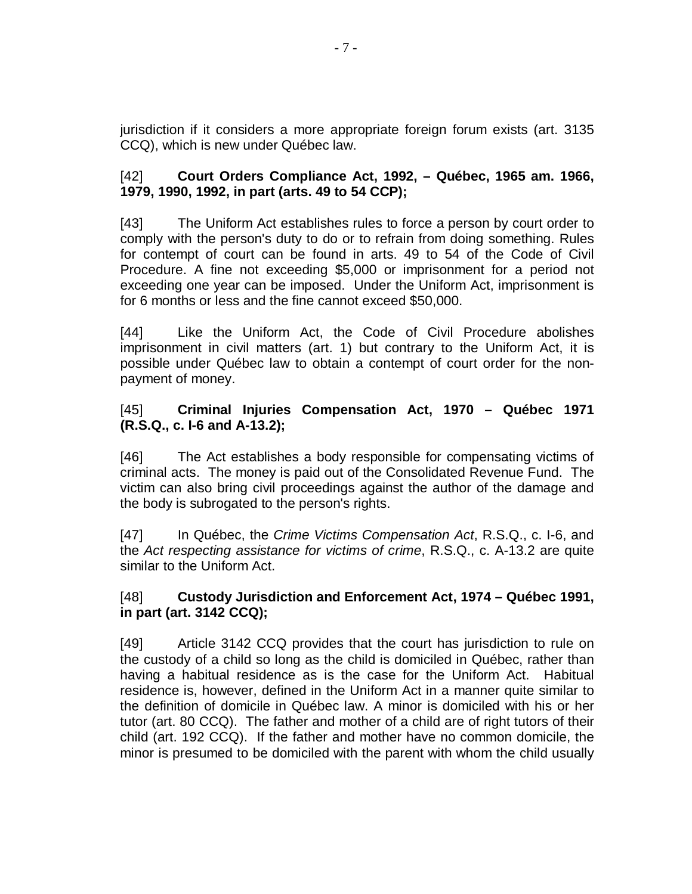jurisdiction if it considers a more appropriate foreign forum exists (art. 3135 CCQ), which is new under Québec law.

[42] **Court Orders Compliance Act, 1992, – Québec, 1965 am. 1966, 1979, 1990, 1992, in part (arts. 49 to 54 CCP);**

[43] The Uniform Act establishes rules to force a person by court order to comply with the person's duty to do or to refrain from doing something. Rules for contempt of court can be found in arts. 49 to 54 of the Code of Civil Procedure. A fine not exceeding $5,000 or imprisonment for a period not exceeding one year can be imposed. Under the Uniform Act, imprisonment is for 6 months or less and the fine cannot exceed $50,000.

[44] Like the Uniform Act, the Code of Civil Procedure abolishes imprisonment in civil matters (art. 1) but contrary to the Uniform Act, it is possible under Québec law to obtain a contempt of court order for the non-payment of money.

[45] **Criminal Injuries Compensation Act, 1970 – Québec 1971 (R.S.Q., c. I-6 and A-13.2);**

[46] The Act establishes a body responsible for compensating victims of criminal acts. The money is paid out of the Consolidated Revenue Fund. The victim can also bring civil proceedings against the author of the damage and the body is subrogated to the person's rights.

[47] In Québec, the *Crime Victims Compensation Act*, R.S.Q., c. I-6, and the *Act respecting assistance for victims of crime*, R.S.Q., c. A-13.2 are quite similar to the Uniform Act.

[48] **Custody Jurisdiction and Enforcement Act, 1974 – Québec 1991, in part (art. 3142 CCQ);**

[49] Article 3142 CCQ provides that the court has jurisdiction to rule on the custody of a child so long as the child is domiciled in Québec, rather than having a habitual residence as is the case for the Uniform Act. Habitual residence is, however, defined in the Uniform Act in a manner quite similar to the definition of domicile in Québec law. A minor is domiciled with his or her tutor (art. 80 CCQ). The father and mother of a child are of right tutors of their child (art. 192 CCQ). If the father and mother have no common domicile, the minor is presumed to be domiciled with the parent with whom the child usually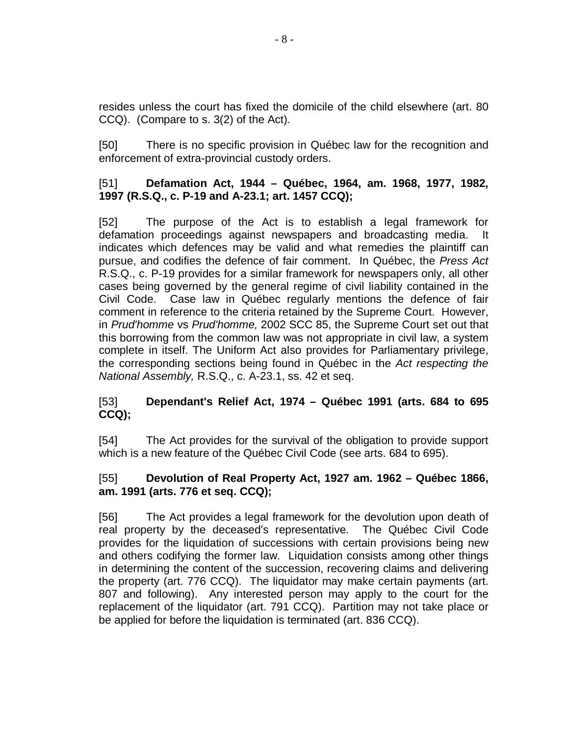resides unless the court has fixed the domicile of the child elsewhere (art. 80 CCQ). (Compare to s. 3(2) of the Act).

[50] There is no specific provision in Québec law for the recognition and enforcement of extra-provincial custody orders.

[51] **Defamation Act, 1944 – Québec, 1964, am. 1968, 1977, 1982, 1997 (R.S.Q., c. P-19 and A-23.1; art. 1457 CCQ);**

[52] The purpose of the Act is to establish a legal framework for defamation proceedings against newspapers and broadcasting media. It indicates which defences may be valid and what remedies the plaintiff can pursue, and codifies the defence of fair comment. In Québec, the *Press Act* R.S.Q., c. P-19 provides for a similar framework for newspapers only, all other cases being governed by the general regime of civil liability contained in the Civil Code. Case law in Québec regularly mentions the defence of fair comment in reference to the criteria retained by the Supreme Court. However, in *Prud'homme* vs *Prud'homme,* 2002 SCC 85, the Supreme Court set out that this borrowing from the common law was not appropriate in civil law, a system complete in itself. The Uniform Act also provides for Parliamentary privilege, the corresponding sections being found in Québec in the *Act respecting the National Assembly,* R.S.Q., c. A-23.1, ss. 42 et seq.

[53] **Dependant's Relief Act, 1974 – Québec 1991 (arts. 684 to 695 CCQ);**

[54] The Act provides for the survival of the obligation to provide support which is a new feature of the Québec Civil Code (see arts. 684 to 695).

[55] **Devolution of Real Property Act, 1927 am. 1962 – Québec 1866, am. 1991 (arts. 776 et seq. CCQ);**

[56] The Act provides a legal framework for the devolution upon death of real property by the deceased's representative. The Québec Civil Code provides for the liquidation of successions with certain provisions being new and others codifying the former law. Liquidation consists among other things in determining the content of the succession, recovering claims and delivering the property (art. 776 CCQ). The liquidator may make certain payments (art. 807 and following). Any interested person may apply to the court for the replacement of the liquidator (art. 791 CCQ). Partition may not take place or be applied for before the liquidation is terminated (art. 836 CCQ).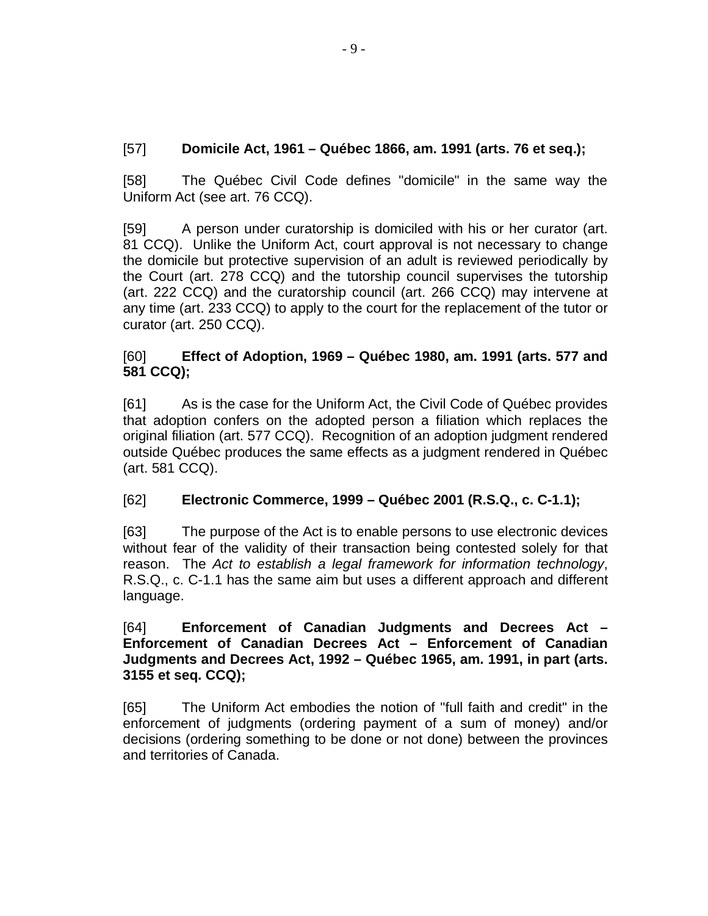[57] **Domicile Act, 1961 – Québec 1866, am. 1991 (arts. 76 et seq.);**

[58] The Québec Civil Code defines "domicile" in the same way the Uniform Act (see art. 76 CCQ).

[59] A person under curatorship is domiciled with his or her curator (art. 81 CCQ). Unlike the Uniform Act, court approval is not necessary to change the domicile but protective supervision of an adult is reviewed periodically by the Court (art. 278 CCQ) and the tutorship council supervises the tutorship (art. 222 CCQ) and the curatorship council (art. 266 CCQ) may intervene at any time (art. 233 CCQ) to apply to the court for the replacement of the tutor or curator (art. 250 CCQ).

[60] **Effect of Adoption, 1969 – Québec 1980, am. 1991 (arts. 577 and 581 CCQ);**

[61] As is the case for the Uniform Act, the Civil Code of Québec provides that adoption confers on the adopted person a filiation which replaces the original filiation (art. 577 CCQ). Recognition of an adoption judgment rendered outside Québec produces the same effects as a judgment rendered in Québec (art. 581 CCQ).

[62] **Electronic Commerce, 1999 – Québec 2001 (R.S.Q., c. C-1.1);**

[63] The purpose of the Act is to enable persons to use electronic devices without fear of the validity of their transaction being contested solely for that reason. The *Act to establish a legal framework for information technology*, R.S.Q., c. C-1.1 has the same aim but uses a different approach and different language.

[64] **Enforcement of Canadian Judgments and Decrees Act – Enforcement of Canadian Decrees Act – Enforcement of Canadian Judgments and Decrees Act, 1992 – Québec 1965, am. 1991, in part (arts. 3155 et seq. CCQ);**

[65] The Uniform Act embodies the notion of "full faith and credit" in the enforcement of judgments (ordering payment of a sum of money) and/or decisions (ordering something to be done or not done) between the provinces and territories of Canada.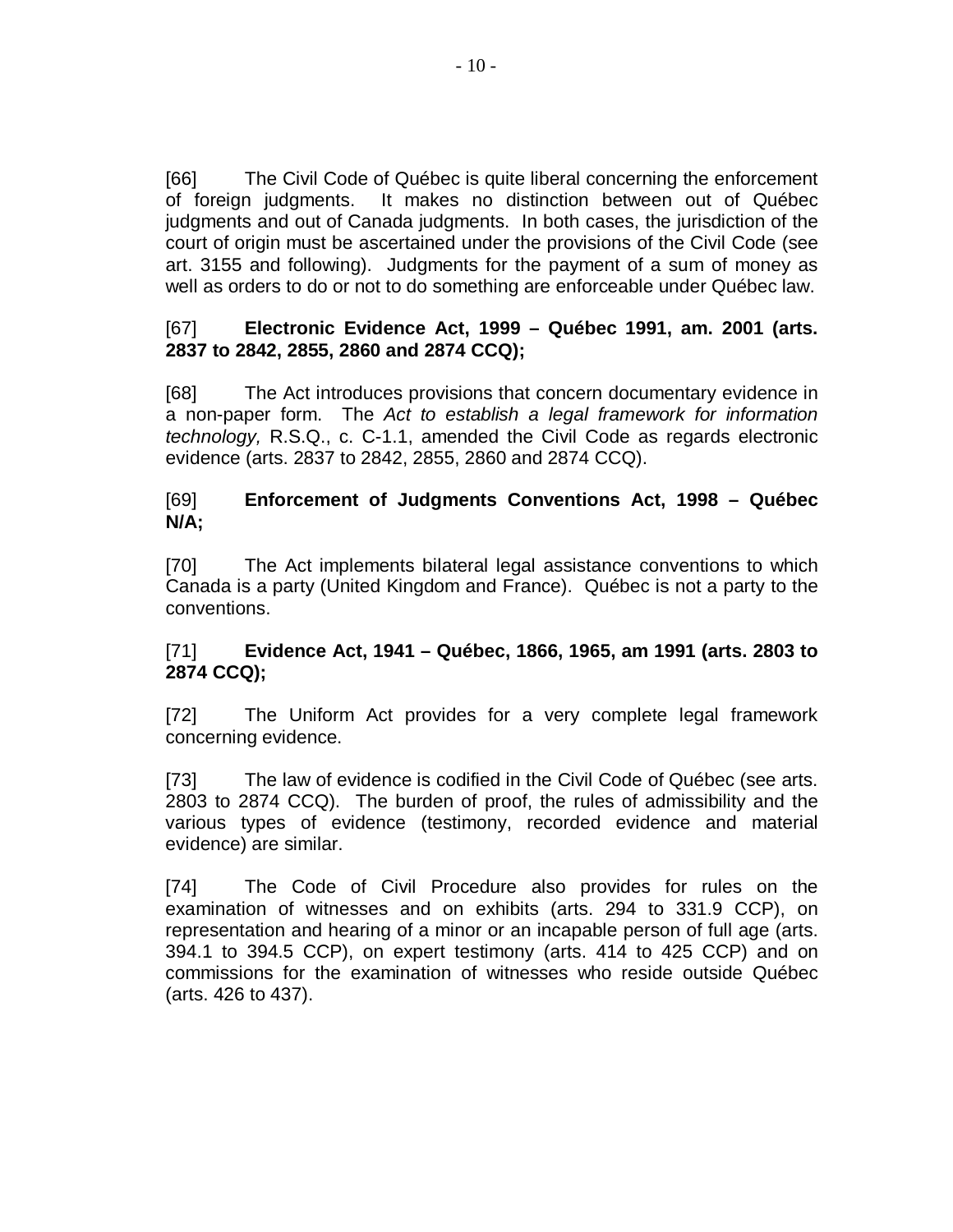[66] The Civil Code of Québec is quite liberal concerning the enforcement of foreign judgments. It makes no distinction between out of Québec judgments and out of Canada judgments. In both cases, the jurisdiction of the court of origin must be ascertained under the provisions of the Civil Code (see art. 3155 and following). Judgments for the payment of a sum of money as well as orders to do or not to do something are enforceable under Québec law.

[67] **Electronic Evidence Act, 1999 – Québec 1991, am. 2001 (arts. 2837 to 2842, 2855, 2860 and 2874 CCQ);**

[68] The Act introduces provisions that concern documentary evidence in a non-paper form. The *Act to establish a legal framework for information technology,* R.S.Q., c. C-1.1, amended the Civil Code as regards electronic evidence (arts. 2837 to 2842, 2855, 2860 and 2874 CCQ).

[69] **Enforcement of Judgments Conventions Act, 1998 – Québec N/A;**

[70] The Act implements bilateral legal assistance conventions to which Canada is a party (United Kingdom and France). Québec is not a party to the conventions.

[71] **Evidence Act, 1941 – Québec, 1866, 1965, am 1991 (arts. 2803 to 2874 CCQ);**

[72] The Uniform Act provides for a very complete legal framework concerning evidence.

[73] The law of evidence is codified in the Civil Code of Québec (see arts. 2803 to 2874 CCQ). The burden of proof, the rules of admissibility and the various types of evidence (testimony, recorded evidence and material evidence) are similar.

[74] The Code of Civil Procedure also provides for rules on the examination of witnesses and on exhibits (arts. 294 to 331.9 CCP), on representation and hearing of a minor or an incapable person of full age (arts. 394.1 to 394.5 CCP), on expert testimony (arts. 414 to 425 CCP) and on commissions for the examination of witnesses who reside outside Québec (arts. 426 to 437).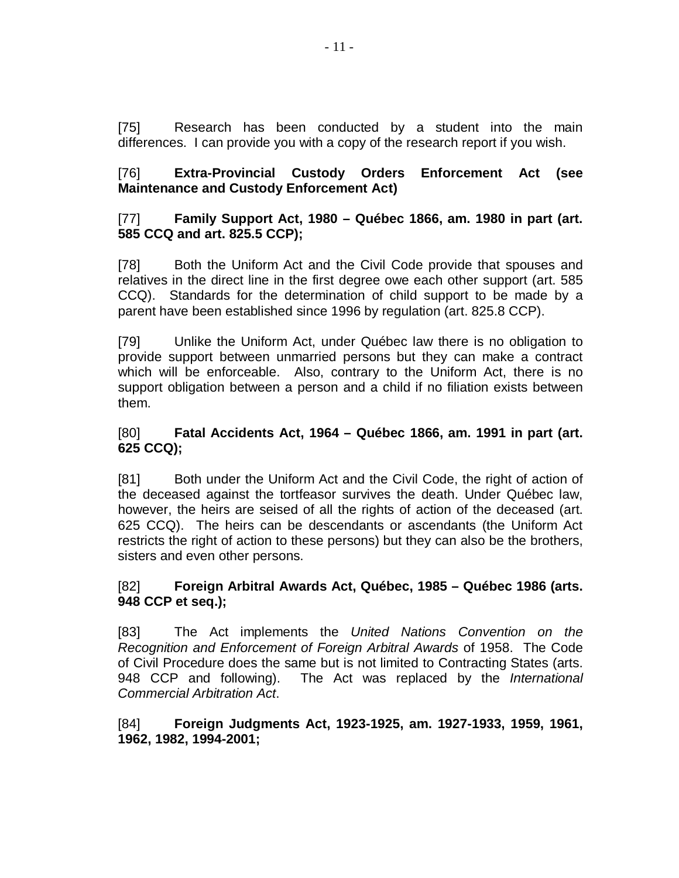[75] Research has been conducted by a student into the main differences. I can provide you with a copy of the research report if you wish.

[76] **Extra-Provincial Custody Orders Enforcement Act (see Maintenance and Custody Enforcement Act)**

[77] **Family Support Act, 1980 – Québec 1866, am. 1980 in part (art. 585 CCQ and art. 825.5 CCP);**

[78] Both the Uniform Act and the Civil Code provide that spouses and relatives in the direct line in the first degree owe each other support (art. 585 CCQ). Standards for the determination of child support to be made by a parent have been established since 1996 by regulation (art. 825.8 CCP).

[79] Unlike the Uniform Act, under Québec law there is no obligation to provide support between unmarried persons but they can make a contract which will be enforceable. Also, contrary to the Uniform Act, there is no support obligation between a person and a child if no filiation exists between them.

[80] **Fatal Accidents Act, 1964 – Québec 1866, am. 1991 in part (art. 625 CCQ);**

[81] Both under the Uniform Act and the Civil Code, the right of action of the deceased against the tortfeasor survives the death. Under Québec law, however, the heirs are seised of all the rights of action of the deceased (art. 625 CCQ). The heirs can be descendants or ascendants (the Uniform Act restricts the right of action to these persons) but they can also be the brothers, sisters and even other persons.

[82] **Foreign Arbitral Awards Act, Québec, 1985 – Québec 1986 (arts. 948 CCP et seq.);**

[83] The Act implements the *United Nations Convention on the Recognition and Enforcement of Foreign Arbitral Awards* of 1958. The Code of Civil Procedure does the same but is not limited to Contracting States (arts. 948 CCP and following). The Act was replaced by the *International Commercial Arbitration Act*.

[84] **Foreign Judgments Act, 1923-1925, am. 1927-1933, 1959, 1961, 1962, 1982, 1994-2001;**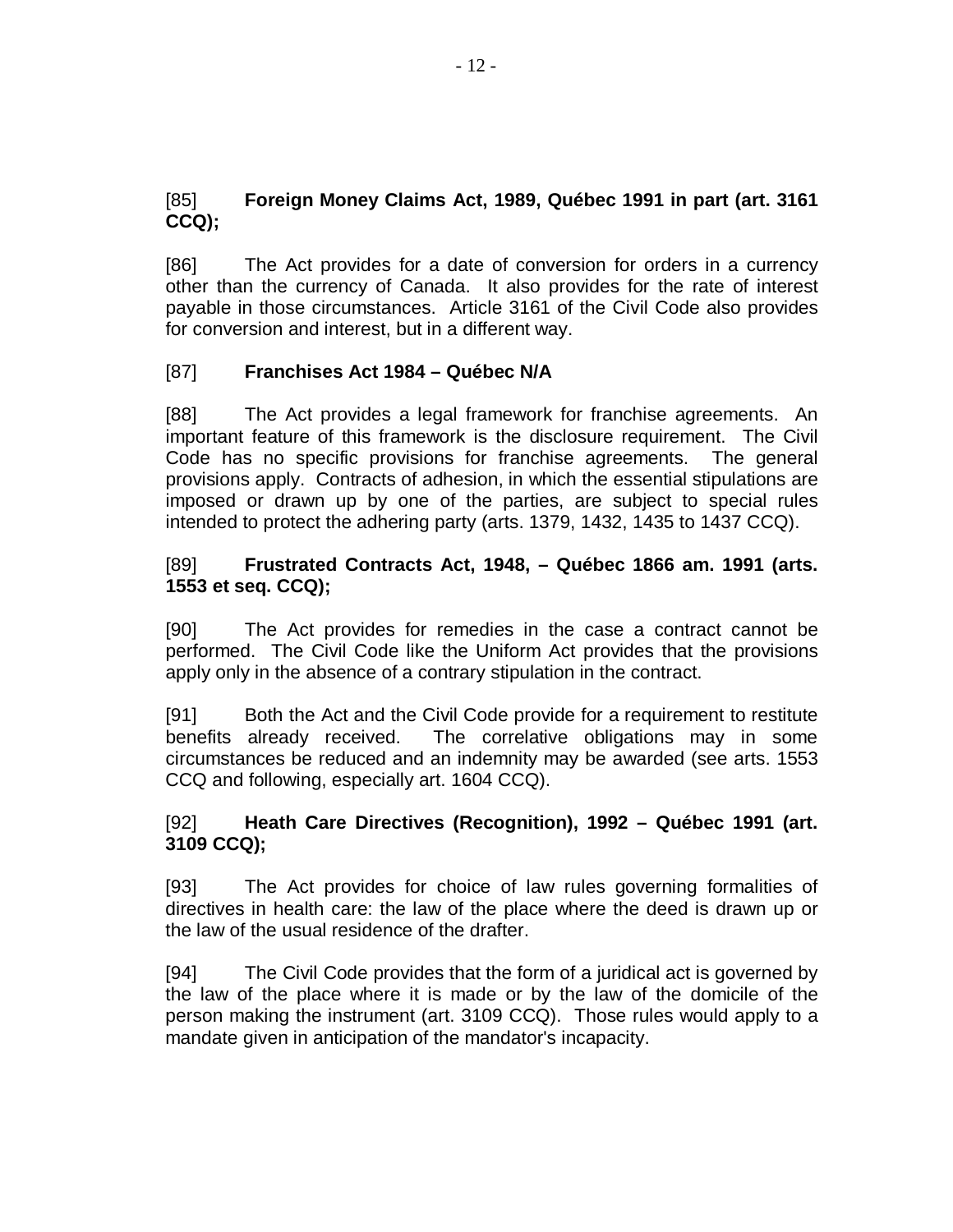[85] **Foreign Money Claims Act, 1989, Québec 1991 in part (art. 3161 CCQ);**

[86] The Act provides for a date of conversion for orders in a currency other than the currency of Canada. It also provides for the rate of interest payable in those circumstances. Article 3161 of the Civil Code also provides for conversion and interest, but in a different way.

[87] **Franchises Act 1984 – Québec N/A**

[88] The Act provides a legal framework for franchise agreements. An important feature of this framework is the disclosure requirement. The Civil Code has no specific provisions for franchise agreements. The general provisions apply. Contracts of adhesion, in which the essential stipulations are imposed or drawn up by one of the parties, are subject to special rules intended to protect the adhering party (arts. 1379, 1432, 1435 to 1437 CCQ).

[89] **Frustrated Contracts Act, 1948, – Québec 1866 am. 1991 (arts. 1553 et seq. CCQ);**

[90] The Act provides for remedies in the case a contract cannot be performed. The Civil Code like the Uniform Act provides that the provisions apply only in the absence of a contrary stipulation in the contract.

[91] Both the Act and the Civil Code provide for a requirement to restitute benefits already received. The correlative obligations may in some circumstances be reduced and an indemnity may be awarded (see arts. 1553 CCQ and following, especially art. 1604 CCQ).

[92] **Heath Care Directives (Recognition), 1992 – Québec 1991 (art. 3109 CCQ);**

[93] The Act provides for choice of law rules governing formalities of directives in health care: the law of the place where the deed is drawn up or the law of the usual residence of the drafter.

[94] The Civil Code provides that the form of a juridical act is governed by the law of the place where it is made or by the law of the domicile of the person making the instrument (art. 3109 CCQ). Those rules would apply to a mandate given in anticipation of the mandator's incapacity.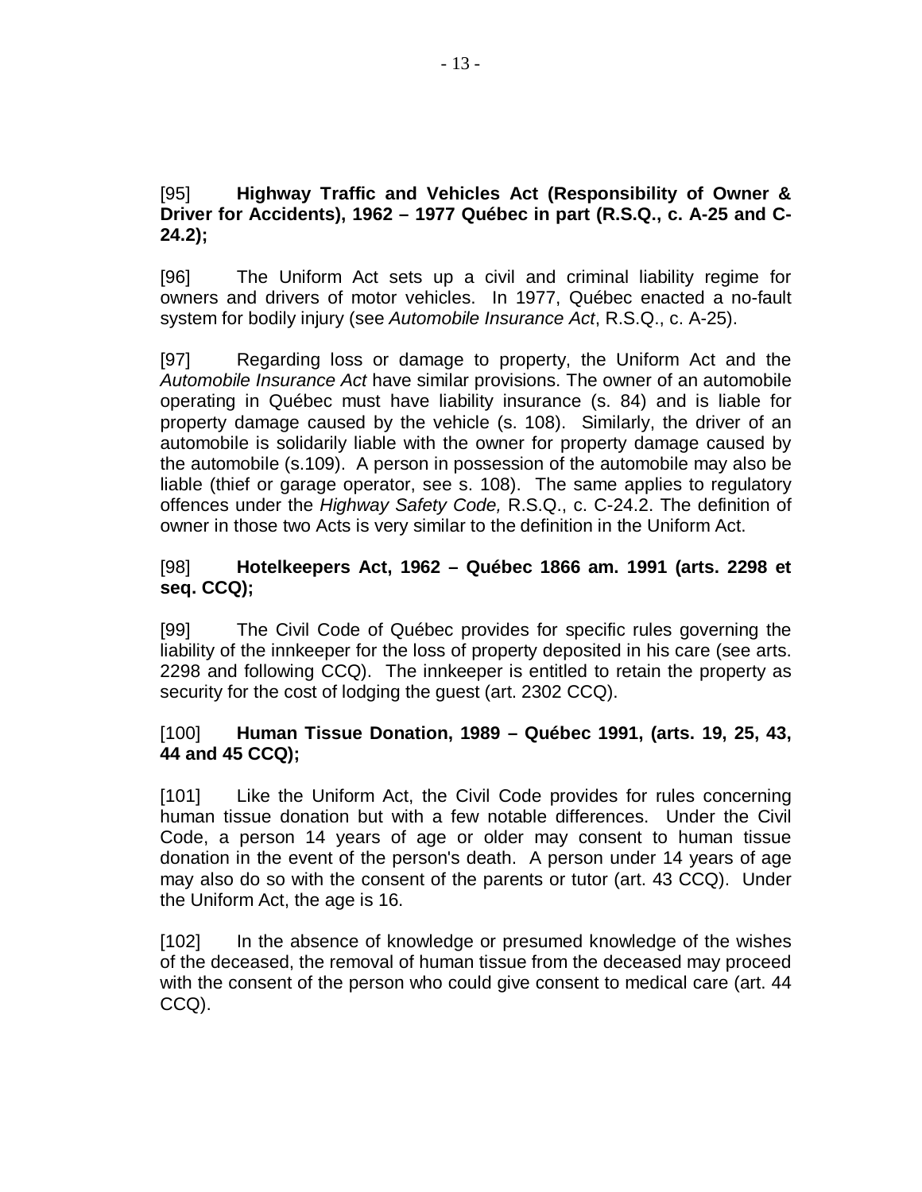[95] **Highway Traffic and Vehicles Act (Responsibility of Owner & Driver for Accidents), 1962 – 1977 Québec in part (R.S.Q., c. A-25 and C-24.2);**

[96] The Uniform Act sets up a civil and criminal liability regime for owners and drivers of motor vehicles. In 1977, Québec enacted a no-fault system for bodily injury (see *Automobile Insurance Act*, R.S.Q., c. A-25).

[97] Regarding loss or damage to property, the Uniform Act and the *Automobile Insurance Act* have similar provisions. The owner of an automobile operating in Québec must have liability insurance (s. 84) and is liable for property damage caused by the vehicle (s. 108). Similarly, the driver of an automobile is solidarily liable with the owner for property damage caused by the automobile (s.109). A person in possession of the automobile may also be liable (thief or garage operator, see s. 108). The same applies to regulatory offences under the *Highway Safety Code,* R.S.Q., c. C-24.2. The definition of owner in those two Acts is very similar to the definition in the Uniform Act.

[98] **Hotelkeepers Act, 1962 – Québec 1866 am. 1991 (arts. 2298 et seq. CCQ);**

[99] The Civil Code of Québec provides for specific rules governing the liability of the innkeeper for the loss of property deposited in his care (see arts. 2298 and following CCQ). The innkeeper is entitled to retain the property as security for the cost of lodging the guest (art. 2302 CCQ).

[100] **Human Tissue Donation, 1989 – Québec 1991, (arts. 19, 25, 43, 44 and 45 CCQ);**

[101] Like the Uniform Act, the Civil Code provides for rules concerning human tissue donation but with a few notable differences. Under the Civil Code, a person 14 years of age or older may consent to human tissue donation in the event of the person's death. A person under 14 years of age may also do so with the consent of the parents or tutor (art. 43 CCQ). Under the Uniform Act, the age is 16.

[102] In the absence of knowledge or presumed knowledge of the wishes of the deceased, the removal of human tissue from the deceased may proceed with the consent of the person who could give consent to medical care (art. 44 CCQ).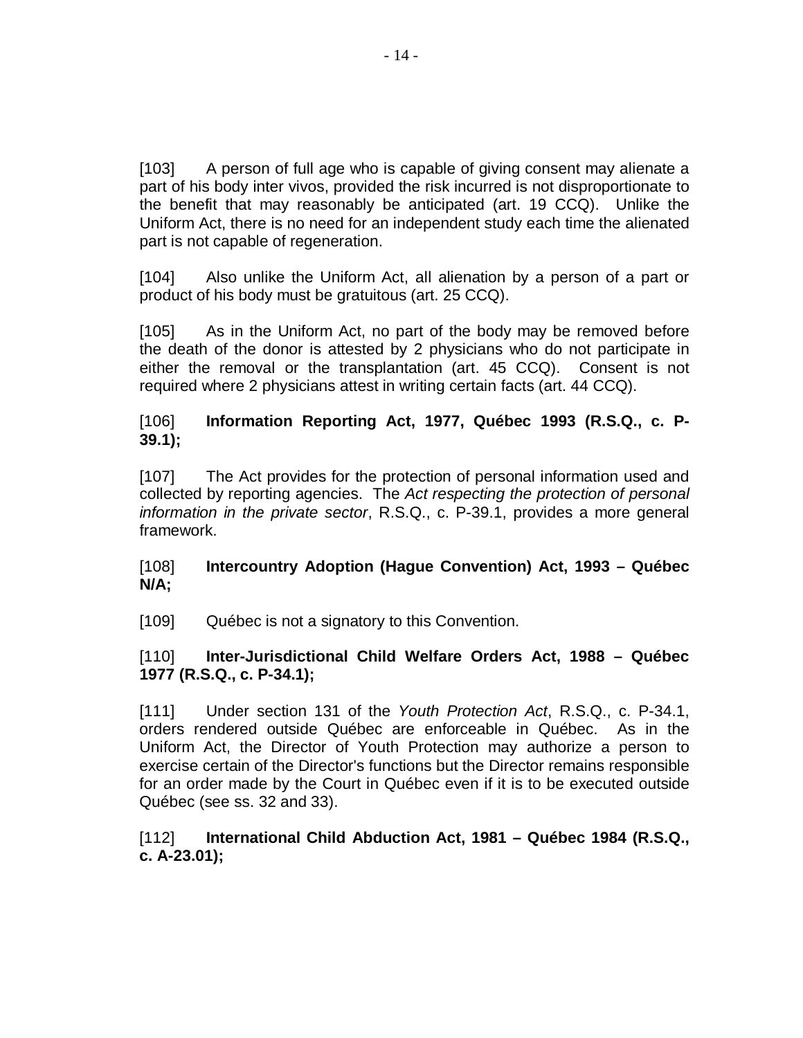[103] A person of full age who is capable of giving consent may alienate a part of his body inter vivos, provided the risk incurred is not disproportionate to the benefit that may reasonably be anticipated (art. 19 CCQ). Unlike the Uniform Act, there is no need for an independent study each time the alienated part is not capable of regeneration.

[104] Also unlike the Uniform Act, all alienation by a person of a part or product of his body must be gratuitous (art. 25 CCQ).

[105] As in the Uniform Act, no part of the body may be removed before the death of the donor is attested by 2 physicians who do not participate in either the removal or the transplantation (art. 45 CCQ). Consent is not required where 2 physicians attest in writing certain facts (art. 44 CCQ).

[106] **Information Reporting Act, 1977, Québec 1993 (R.S.Q., c. P-39.1);**

[107] The Act provides for the protection of personal information used and collected by reporting agencies. The *Act respecting the protection of personal information in the private sector*, R.S.Q., c. P-39.1, provides a more general framework.

[108] **Intercountry Adoption (Hague Convention) Act, 1993 – Québec N/A;**

[109] Québec is not a signatory to this Convention.

[110] **Inter-Jurisdictional Child Welfare Orders Act, 1988 – Québec 1977 (R.S.Q., c. P-34.1);**

[111] Under section 131 of the *Youth Protection Act*, R.S.Q., c. P-34.1, orders rendered outside Québec are enforceable in Québec. As in the Uniform Act, the Director of Youth Protection may authorize a person to exercise certain of the Director's functions but the Director remains responsible for an order made by the Court in Québec even if it is to be executed outside Québec (see ss. 32 and 33).

[112] **International Child Abduction Act, 1981 – Québec 1984 (R.S.Q., c. A-23.01);**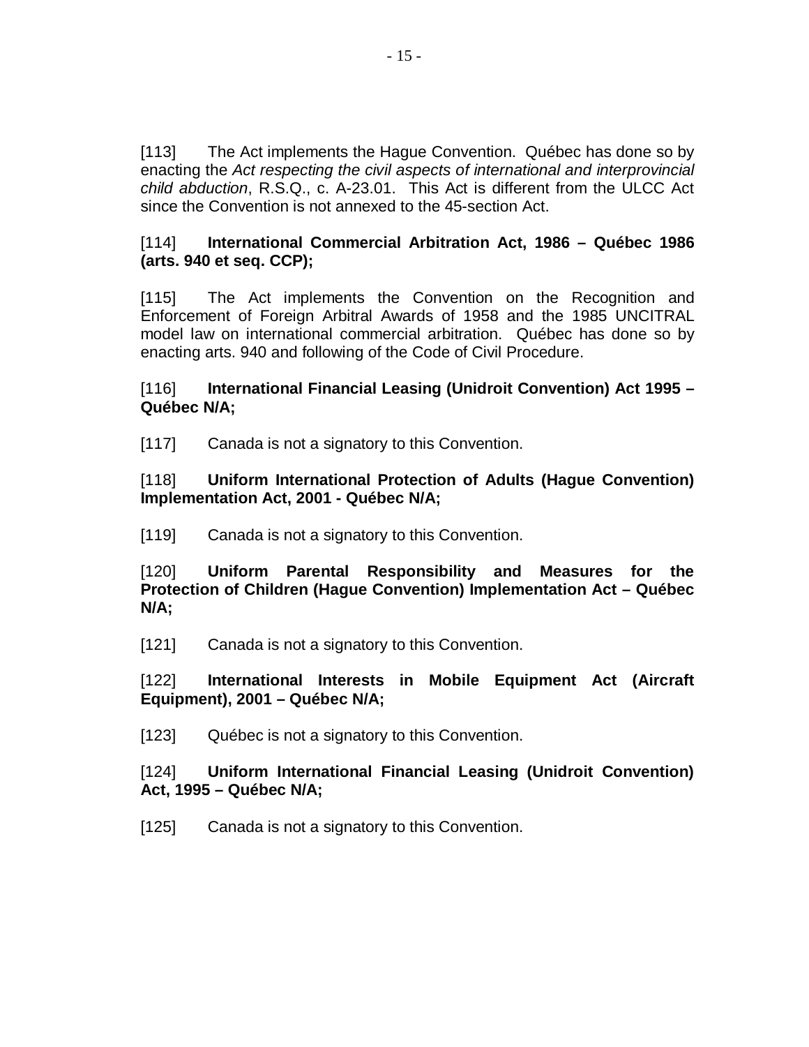[113] The Act implements the Hague Convention. Québec has done so by enacting the *Act respecting the civil aspects of international and interprovincial child abduction*, R.S.Q., c. A-23.01. This Act is different from the ULCC Act since the Convention is not annexed to the 45-section Act.

[114] **International Commercial Arbitration Act, 1986 – Québec 1986 (arts. 940 et seq. CCP);**

[115] The Act implements the Convention on the Recognition and Enforcement of Foreign Arbitral Awards of 1958 and the 1985 UNCITRAL model law on international commercial arbitration. Québec has done so by enacting arts. 940 and following of the Code of Civil Procedure.

[116] **International Financial Leasing (Unidroit Convention) Act 1995 – Québec N/A;**

[117] Canada is not a signatory to this Convention.

[118] **Uniform International Protection of Adults (Hague Convention) Implementation Act, 2001 - Québec N/A;**

[119] Canada is not a signatory to this Convention.

[120] **Uniform Parental Responsibility and Measures for the Protection of Children (Hague Convention) Implementation Act – Québec N/A;**

[121] Canada is not a signatory to this Convention.

[122] **International Interests in Mobile Equipment Act (Aircraft Equipment), 2001 – Québec N/A;**

[123] Québec is not a signatory to this Convention.

[124] **Uniform International Financial Leasing (Unidroit Convention) Act, 1995 – Québec N/A;**

[125] Canada is not a signatory to this Convention.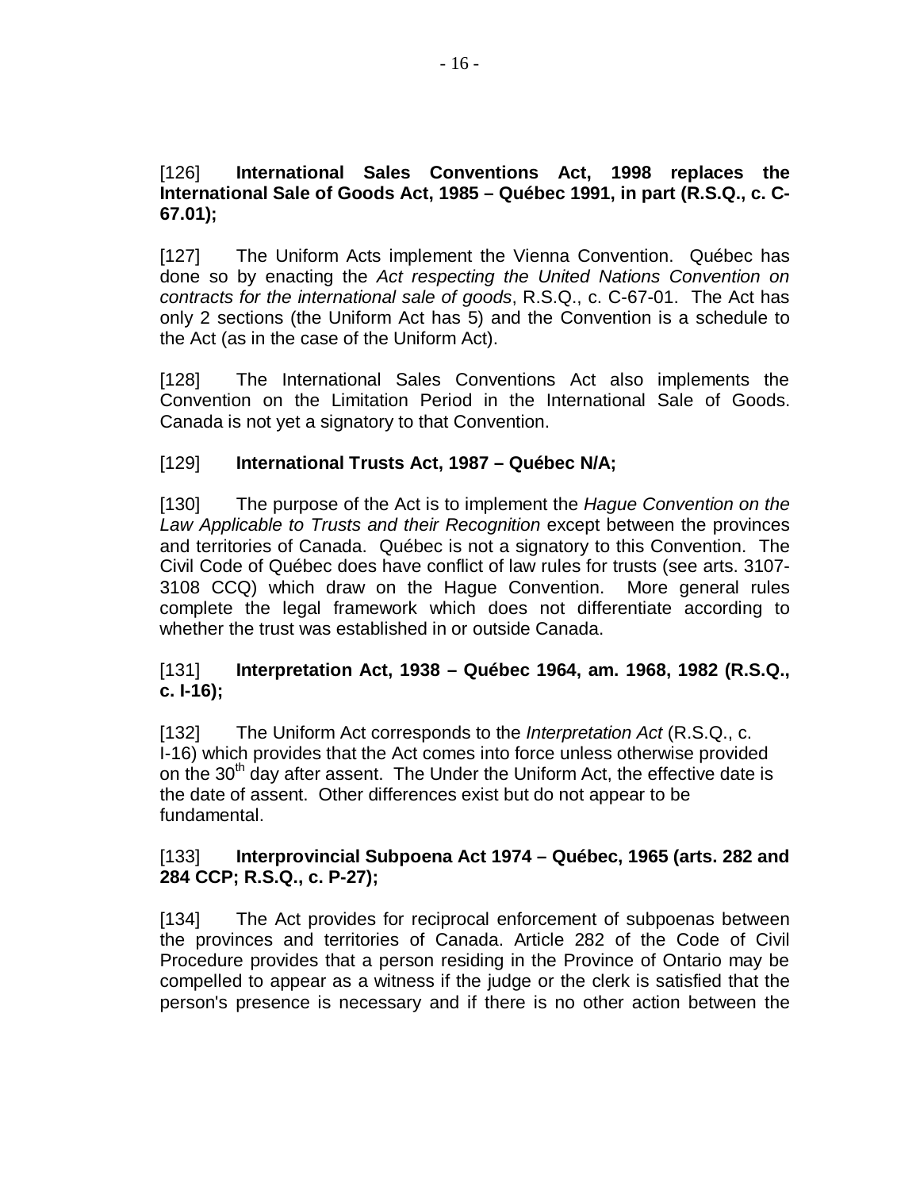[126] **International Sales Conventions Act, 1998 replaces the International Sale of Goods Act, 1985 – Québec 1991, in part (R.S.Q., c. C-67.01);**

[127] The Uniform Acts implement the Vienna Convention. Québec has done so by enacting the *Act respecting the United Nations Convention on contracts for the international sale of goods*, R.S.Q., c. C-67-01. The Act has only 2 sections (the Uniform Act has 5) and the Convention is a schedule to the Act (as in the case of the Uniform Act).

[128] The International Sales Conventions Act also implements the Convention on the Limitation Period in the International Sale of Goods. Canada is not yet a signatory to that Convention.

[129] **International Trusts Act, 1987 – Québec N/A;**

[130] The purpose of the Act is to implement the *Hague Convention on the Law Applicable to Trusts and their Recognition* except between the provinces and territories of Canada. Québec is not a signatory to this Convention. The Civil Code of Québec does have conflict of law rules for trusts (see arts. 3107-3108 CCQ) which draw on the Hague Convention. More general rules complete the legal framework which does not differentiate according to whether the trust was established in or outside Canada.

[131] **Interpretation Act, 1938 – Québec 1964, am. 1968, 1982 (R.S.Q., c. I-16);**

[132] The Uniform Act corresponds to the *Interpretation Act* (R.S.Q., c. I-16) which provides that the Act comes into force unless otherwise provided on the 30th day after assent. The Under the Uniform Act, the effective date is the date of assent. Other differences exist but do not appear to be fundamental.

[133] **Interprovincial Subpoena Act 1974 – Québec, 1965 (arts. 282 and 284 CCP; R.S.Q., c. P-27);**

[134] The Act provides for reciprocal enforcement of subpoenas between the provinces and territories of Canada. Article 282 of the Code of Civil Procedure provides that a person residing in the Province of Ontario may be compelled to appear as a witness if the judge or the clerk is satisfied that the person's presence is necessary and if there is no other action between the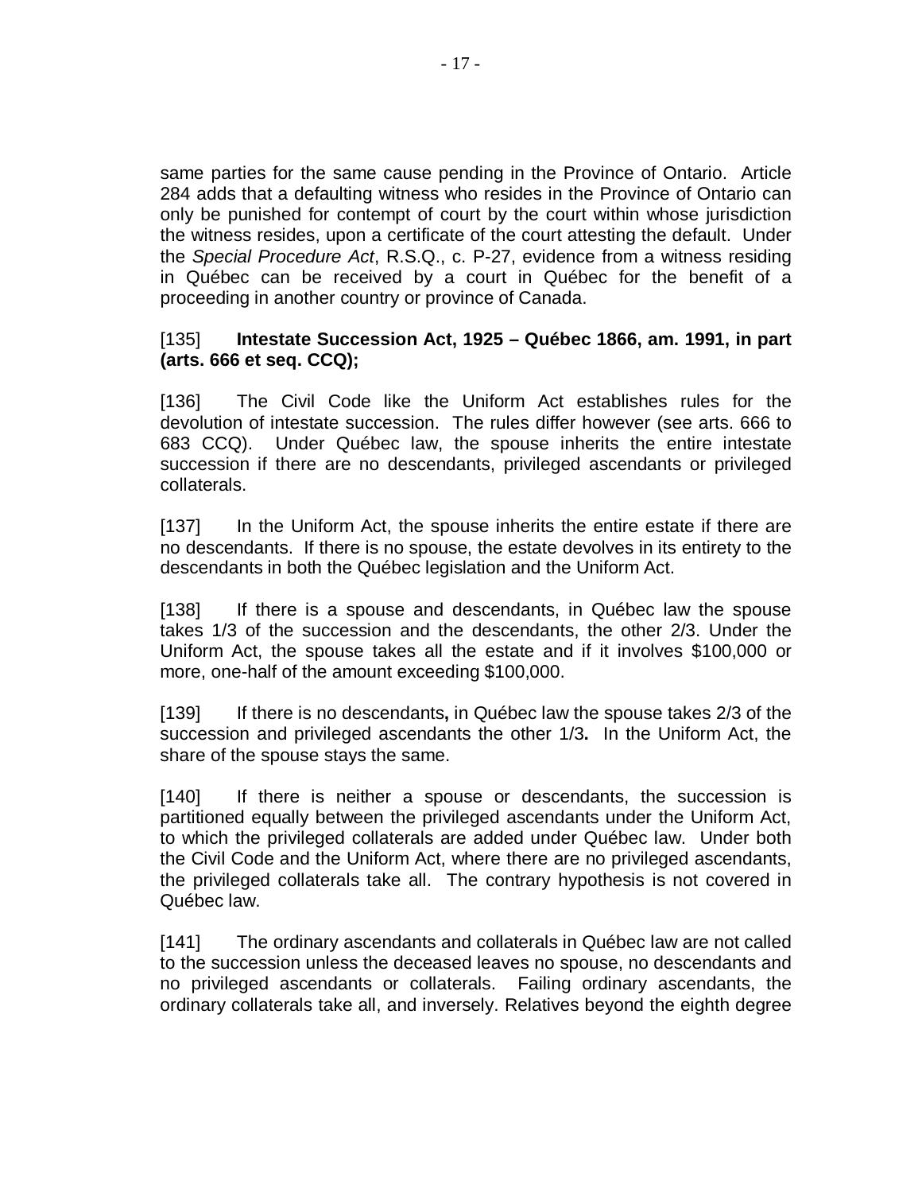same parties for the same cause pending in the Province of Ontario. Article 284 adds that a defaulting witness who resides in the Province of Ontario can only be punished for contempt of court by the court within whose jurisdiction the witness resides, upon a certificate of the court attesting the default. Under the *Special Procedure Act*, R.S.Q., c. P-27, evidence from a witness residing in Québec can be received by a court in Québec for the benefit of a proceeding in another country or province of Canada.

[135] **Intestate Succession Act, 1925 – Québec 1866, am. 1991, in part (arts. 666 et seq. CCQ);**

[136] The Civil Code like the Uniform Act establishes rules for the devolution of intestate succession. The rules differ however (see arts. 666 to 683 CCQ). Under Québec law, the spouse inherits the entire intestate succession if there are no descendants, privileged ascendants or privileged collaterals.

[137] In the Uniform Act, the spouse inherits the entire estate if there are no descendants. If there is no spouse, the estate devolves in its entirety to the descendants in both the Québec legislation and the Uniform Act.

[138] If there is a spouse and descendants, in Québec law the spouse takes 1/3 of the succession and the descendants, the other 2/3. Under the Uniform Act, the spouse takes all the estate and if it involves $100,000 or more, one-half of the amount exceeding $100,000.

[139] If there is no descendants**,** in Québec law the spouse takes 2/3 of the succession and privileged ascendants the other 1/3**.** In the Uniform Act, the share of the spouse stays the same.

[140] If there is neither a spouse or descendants, the succession is partitioned equally between the privileged ascendants under the Uniform Act, to which the privileged collaterals are added under Québec law. Under both the Civil Code and the Uniform Act, where there are no privileged ascendants, the privileged collaterals take all. The contrary hypothesis is not covered in Québec law.

[141] The ordinary ascendants and collaterals in Québec law are not called to the succession unless the deceased leaves no spouse, no descendants and no privileged ascendants or collaterals. Failing ordinary ascendants, the ordinary collaterals take all, and inversely. Relatives beyond the eighth degree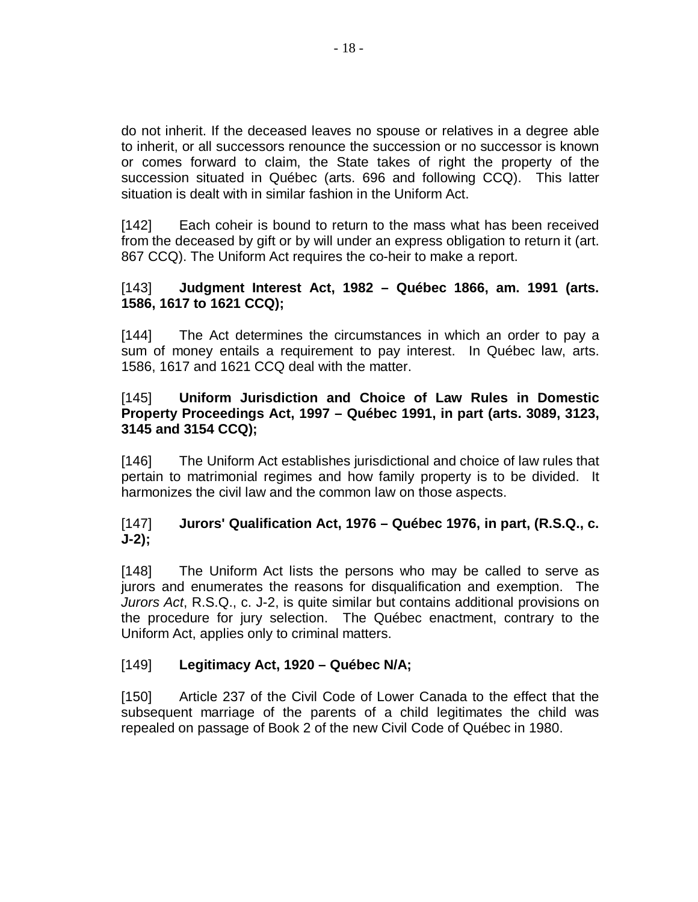do not inherit. If the deceased leaves no spouse or relatives in a degree able to inherit, or all successors renounce the succession or no successor is known or comes forward to claim, the State takes of right the property of the succession situated in Québec (arts. 696 and following CCQ). This latter situation is dealt with in similar fashion in the Uniform Act.

[142] Each coheir is bound to return to the mass what has been received from the deceased by gift or by will under an express obligation to return it (art. 867 CCQ). The Uniform Act requires the co-heir to make a report.

[143] **Judgment Interest Act, 1982 – Québec 1866, am. 1991 (arts. 1586, 1617 to 1621 CCQ);**

[144] The Act determines the circumstances in which an order to pay a sum of money entails a requirement to pay interest. In Québec law, arts. 1586, 1617 and 1621 CCQ deal with the matter.

[145] **Uniform Jurisdiction and Choice of Law Rules in Domestic Property Proceedings Act, 1997 – Québec 1991, in part (arts. 3089, 3123, 3145 and 3154 CCQ);**

[146] The Uniform Act establishes jurisdictional and choice of law rules that pertain to matrimonial regimes and how family property is to be divided. It harmonizes the civil law and the common law on those aspects.

[147] **Jurors' Qualification Act, 1976 – Québec 1976, in part, (R.S.Q., c. J-2);**

[148] The Uniform Act lists the persons who may be called to serve as jurors and enumerates the reasons for disqualification and exemption. The *Jurors Act*, R.S.Q., c. J-2, is quite similar but contains additional provisions on the procedure for jury selection. The Québec enactment, contrary to the Uniform Act, applies only to criminal matters.

[149] **Legitimacy Act, 1920 – Québec N/A;**

[150] Article 237 of the Civil Code of Lower Canada to the effect that the subsequent marriage of the parents of a child legitimates the child was repealed on passage of Book 2 of the new Civil Code of Québec in 1980.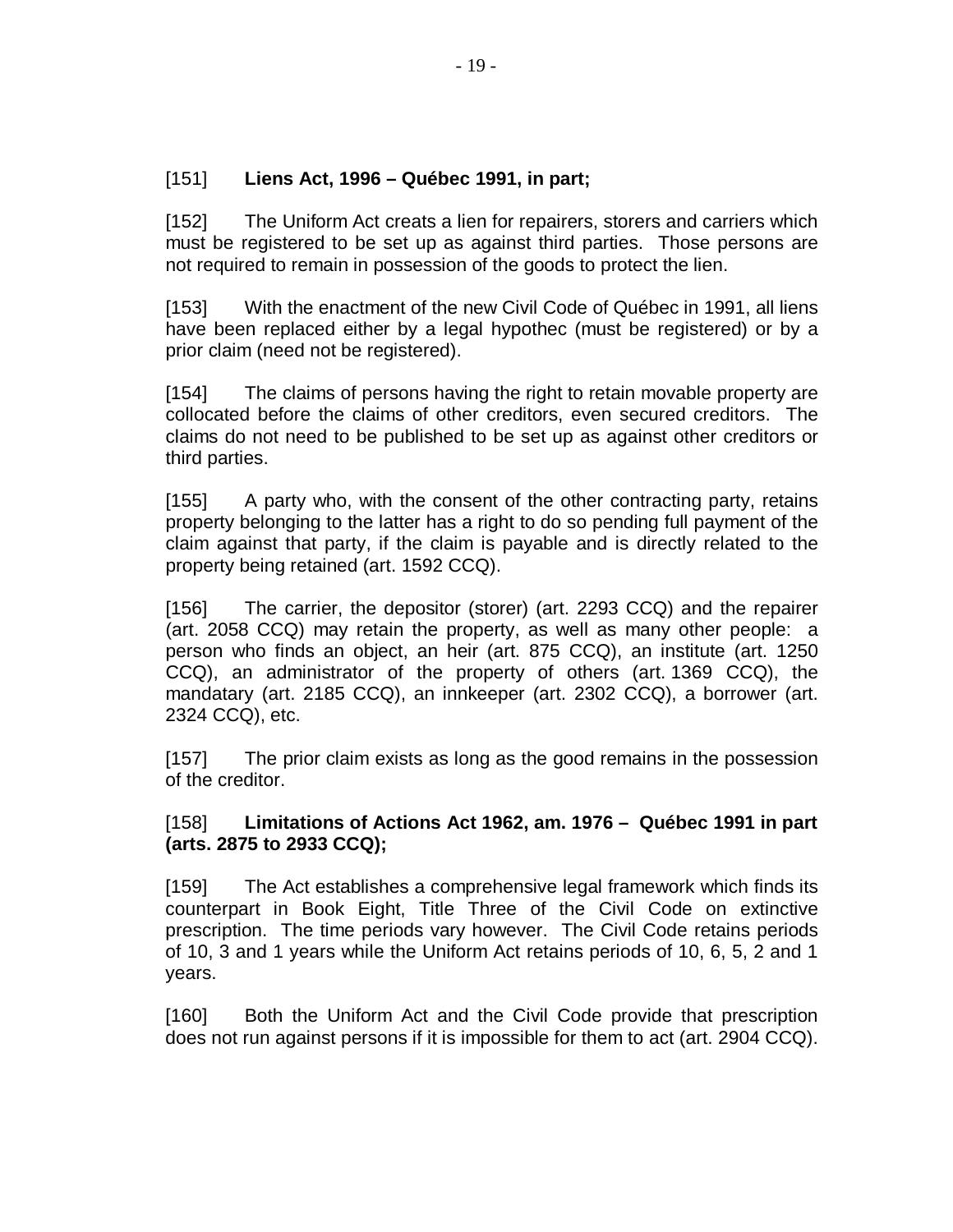[151] **Liens Act, 1996 – Québec 1991, in part;**

[152] The Uniform Act creats a lien for repairers, storers and carriers which must be registered to be set up as against third parties. Those persons are not required to remain in possession of the goods to protect the lien.

[153] With the enactment of the new Civil Code of Québec in 1991, all liens have been replaced either by a legal hypothec (must be registered) or by a prior claim (need not be registered).

[154] The claims of persons having the right to retain movable property are collocated before the claims of other creditors, even secured creditors. The claims do not need to be published to be set up as against other creditors or third parties.

[155] A party who, with the consent of the other contracting party, retains property belonging to the latter has a right to do so pending full payment of the claim against that party, if the claim is payable and is directly related to the property being retained (art. 1592 CCQ).

[156] The carrier, the depositor (storer) (art. 2293 CCQ) and the repairer (art. 2058 CCQ) may retain the property, as well as many other people: a person who finds an object, an heir (art. 875 CCQ), an institute (art. 1250 CCQ), an administrator of the property of others (art. 1369 CCQ), the mandatary (art. 2185 CCQ), an innkeeper (art. 2302 CCQ), a borrower (art. 2324 CCQ), etc.

[157] The prior claim exists as long as the good remains in the possession of the creditor.

[158] **Limitations of Actions Act 1962, am. 1976 – Québec 1991 in part (arts. 2875 to 2933 CCQ);**

[159] The Act establishes a comprehensive legal framework which finds its counterpart in Book Eight, Title Three of the Civil Code on extinctive prescription. The time periods vary however. The Civil Code retains periods of 10, 3 and 1 years while the Uniform Act retains periods of 10, 6, 5, 2 and 1 years.

[160] Both the Uniform Act and the Civil Code provide that prescription does not run against persons if it is impossible for them to act (art. 2904 CCQ).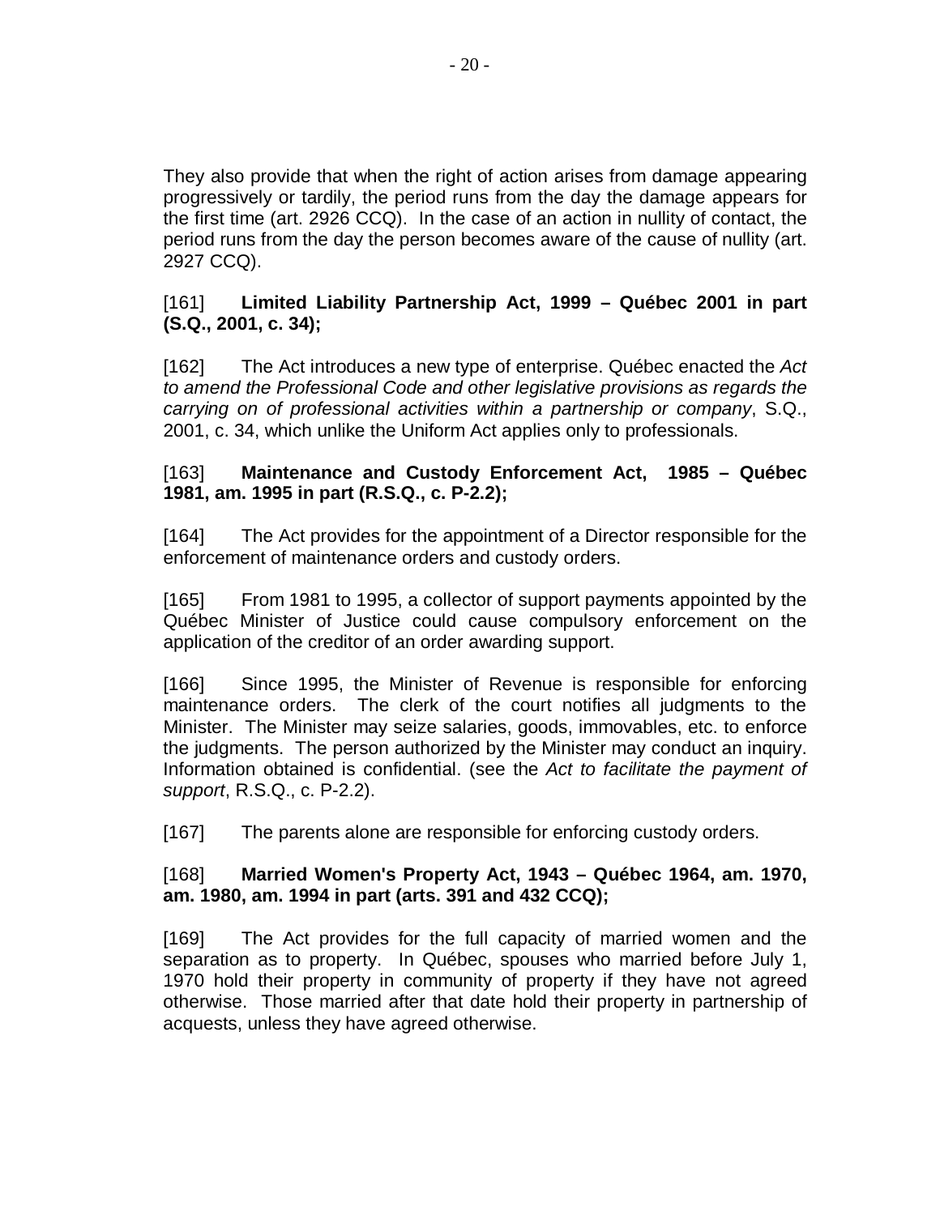They also provide that when the right of action arises from damage appearing progressively or tardily, the period runs from the day the damage appears for the first time (art. 2926 CCQ). In the case of an action in nullity of contact, the period runs from the day the person becomes aware of the cause of nullity (art. 2927 CCQ).

[161] **Limited Liability Partnership Act, 1999 – Québec 2001 in part (S.Q., 2001, c. 34);**

[162] The Act introduces a new type of enterprise. Québec enacted the *Act to amend the Professional Code and other legislative provisions as regards the carrying on of professional activities within a partnership or company*, S.Q., 2001, c. 34, which unlike the Uniform Act applies only to professionals.

[163] **Maintenance and Custody Enforcement Act, 1985 – Québec 1981, am. 1995 in part (R.S.Q., c. P-2.2);**

[164] The Act provides for the appointment of a Director responsible for the enforcement of maintenance orders and custody orders.

[165] From 1981 to 1995, a collector of support payments appointed by the Québec Minister of Justice could cause compulsory enforcement on the application of the creditor of an order awarding support.

[166] Since 1995, the Minister of Revenue is responsible for enforcing maintenance orders. The clerk of the court notifies all judgments to the Minister. The Minister may seize salaries, goods, immovables, etc. to enforce the judgments. The person authorized by the Minister may conduct an inquiry. Information obtained is confidential. (see the *Act to facilitate the payment of support*, R.S.Q., c. P-2.2).

[167] The parents alone are responsible for enforcing custody orders.

[168] **Married Women's Property Act, 1943 – Québec 1964, am. 1970, am. 1980, am. 1994 in part (arts. 391 and 432 CCQ);**

[169] The Act provides for the full capacity of married women and the separation as to property. In Québec, spouses who married before July 1, 1970 hold their property in community of property if they have not agreed otherwise. Those married after that date hold their property in partnership of acquests, unless they have agreed otherwise.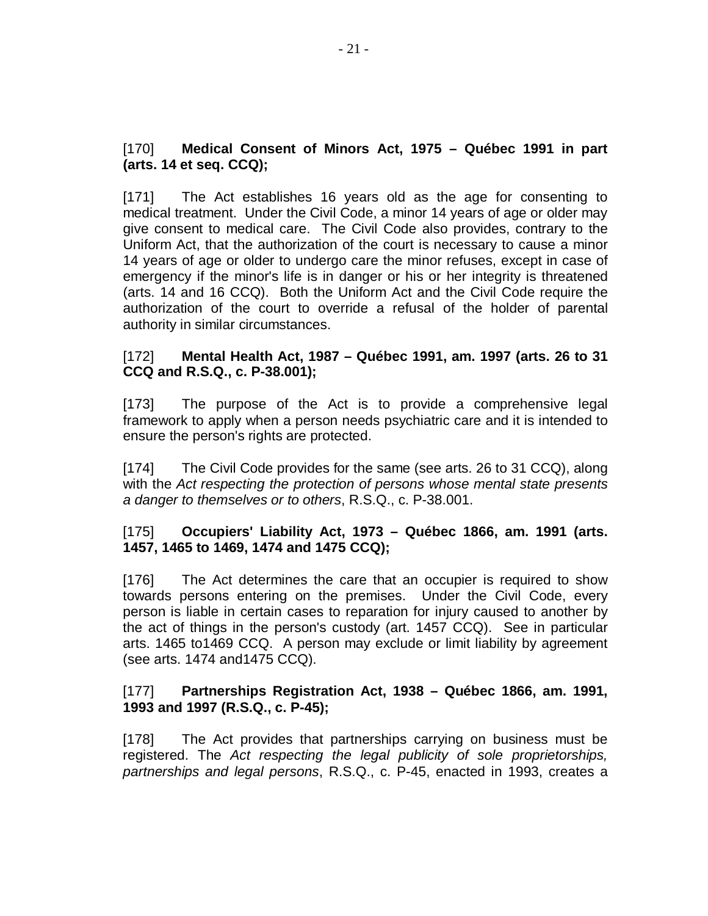[170] **Medical Consent of Minors Act, 1975 – Québec 1991 in part (arts. 14 et seq. CCQ);**

[171] The Act establishes 16 years old as the age for consenting to medical treatment. Under the Civil Code, a minor 14 years of age or older may give consent to medical care. The Civil Code also provides, contrary to the Uniform Act, that the authorization of the court is necessary to cause a minor 14 years of age or older to undergo care the minor refuses, except in case of emergency if the minor's life is in danger or his or her integrity is threatened (arts. 14 and 16 CCQ). Both the Uniform Act and the Civil Code require the authorization of the court to override a refusal of the holder of parental authority in similar circumstances.

[172] **Mental Health Act, 1987 – Québec 1991, am. 1997 (arts. 26 to 31 CCQ and R.S.Q., c. P-38.001);**

[173] The purpose of the Act is to provide a comprehensive legal framework to apply when a person needs psychiatric care and it is intended to ensure the person's rights are protected.

[174] The Civil Code provides for the same (see arts. 26 to 31 CCQ), along with the *Act respecting the protection of persons whose mental state presents a danger to themselves or to others*, R.S.Q., c. P-38.001.

[175] **Occupiers' Liability Act, 1973 – Québec 1866, am. 1991 (arts. 1457, 1465 to 1469, 1474 and 1475 CCQ);**

[176] The Act determines the care that an occupier is required to show towards persons entering on the premises. Under the Civil Code, every person is liable in certain cases to reparation for injury caused to another by the act of things in the person's custody (art. 1457 CCQ). See in particular arts. 1465 to1469 CCQ. A person may exclude or limit liability by agreement (see arts. 1474 and1475 CCQ).

[177] **Partnerships Registration Act, 1938 – Québec 1866, am. 1991, 1993 and 1997 (R.S.Q., c. P-45);**

[178] The Act provides that partnerships carrying on business must be registered. The *Act respecting the legal publicity of sole proprietorships, partnerships and legal persons*, R.S.Q., c. P-45, enacted in 1993, creates a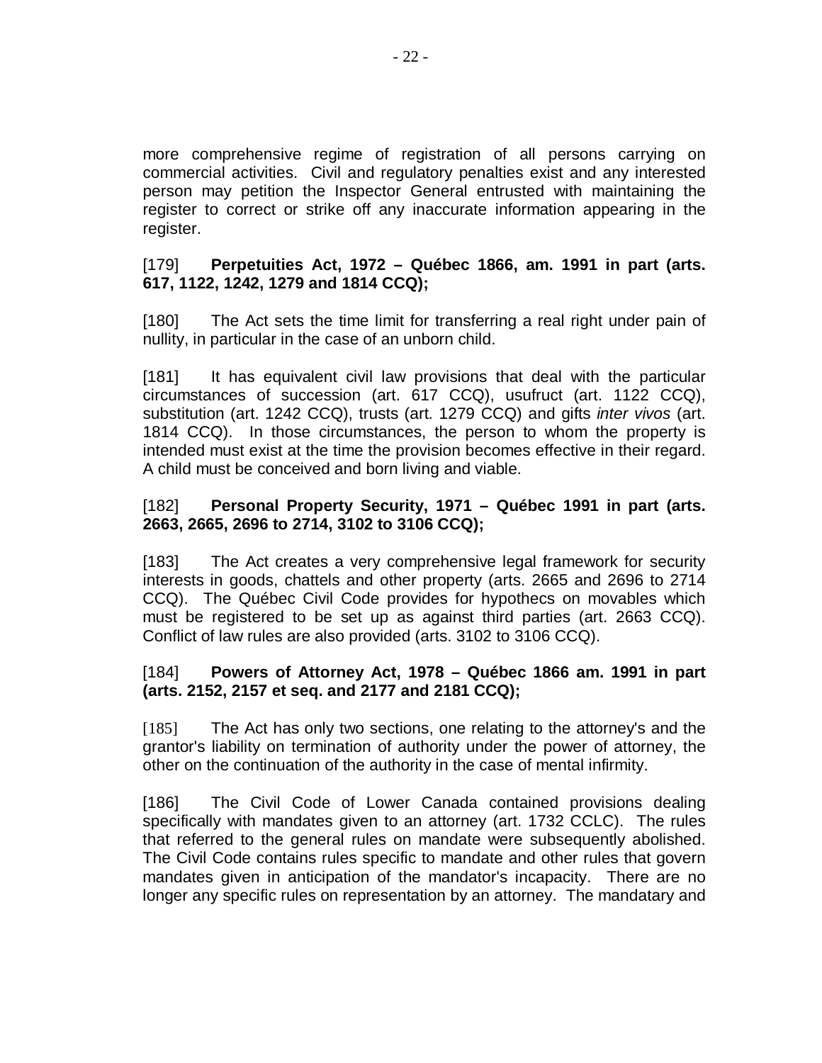more comprehensive regime of registration of all persons carrying on commercial activities. Civil and regulatory penalties exist and any interested person may petition the Inspector General entrusted with maintaining the register to correct or strike off any inaccurate information appearing in the register.

[179] **Perpetuities Act, 1972 – Québec 1866, am. 1991 in part (arts. 617, 1122, 1242, 1279 and 1814 CCQ);**

[180] The Act sets the time limit for transferring a real right under pain of nullity, in particular in the case of an unborn child.

[181] It has equivalent civil law provisions that deal with the particular circumstances of succession (art. 617 CCQ), usufruct (art. 1122 CCQ), substitution (art. 1242 CCQ), trusts (art. 1279 CCQ) and gifts *inter vivos* (art. 1814 CCQ). In those circumstances, the person to whom the property is intended must exist at the time the provision becomes effective in their regard. A child must be conceived and born living and viable.

[182] **Personal Property Security, 1971 – Québec 1991 in part (arts. 2663, 2665, 2696 to 2714, 3102 to 3106 CCQ);**

[183] The Act creates a very comprehensive legal framework for security interests in goods, chattels and other property (arts. 2665 and 2696 to 2714 CCQ). The Québec Civil Code provides for hypothecs on movables which must be registered to be set up as against third parties (art. 2663 CCQ). Conflict of law rules are also provided (arts. 3102 to 3106 CCQ).

[184] **Powers of Attorney Act, 1978 – Québec 1866 am. 1991 in part (arts. 2152, 2157 et seq. and 2177 and 2181 CCQ);**

[185] The Act has only two sections, one relating to the attorney's and the grantor's liability on termination of authority under the power of attorney, the other on the continuation of the authority in the case of mental infirmity.

[186] The Civil Code of Lower Canada contained provisions dealing specifically with mandates given to an attorney (art. 1732 CCLC). The rules that referred to the general rules on mandate were subsequently abolished. The Civil Code contains rules specific to mandate and other rules that govern mandates given in anticipation of the mandator's incapacity. There are no longer any specific rules on representation by an attorney. The mandatary and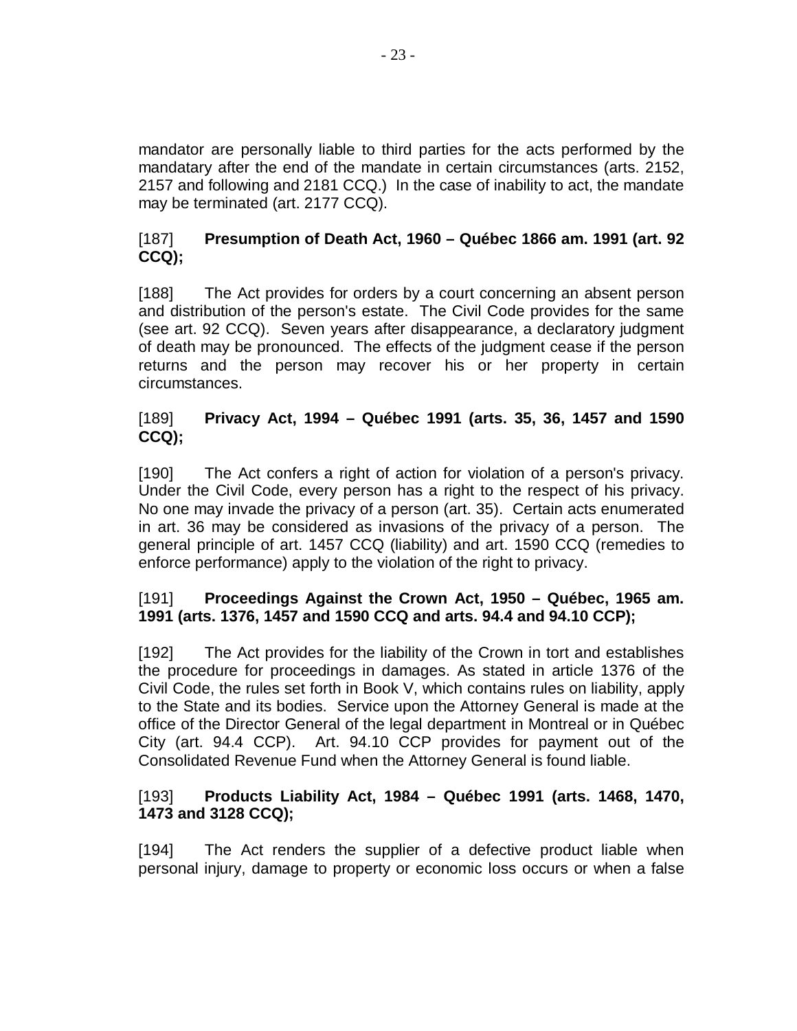mandator are personally liable to third parties for the acts performed by the mandatary after the end of the mandate in certain circumstances (arts. 2152, 2157 and following and 2181 CCQ.) In the case of inability to act, the mandate may be terminated (art. 2177 CCQ).

[187] **Presumption of Death Act, 1960 – Québec 1866 am. 1991 (art. 92 CCQ);**

[188] The Act provides for orders by a court concerning an absent person and distribution of the person's estate. The Civil Code provides for the same (see art. 92 CCQ). Seven years after disappearance, a declaratory judgment of death may be pronounced. The effects of the judgment cease if the person returns and the person may recover his or her property in certain circumstances.

[189] **Privacy Act, 1994 – Québec 1991 (arts. 35, 36, 1457 and 1590 CCQ);**

[190] The Act confers a right of action for violation of a person's privacy. Under the Civil Code, every person has a right to the respect of his privacy. No one may invade the privacy of a person (art. 35). Certain acts enumerated in art. 36 may be considered as invasions of the privacy of a person. The general principle of art. 1457 CCQ (liability) and art. 1590 CCQ (remedies to enforce performance) apply to the violation of the right to privacy.

[191] **Proceedings Against the Crown Act, 1950 – Québec, 1965 am. 1991 (arts. 1376, 1457 and 1590 CCQ and arts. 94.4 and 94.10 CCP);**

[192] The Act provides for the liability of the Crown in tort and establishes the procedure for proceedings in damages. As stated in article 1376 of the Civil Code, the rules set forth in Book V, which contains rules on liability, apply to the State and its bodies. Service upon the Attorney General is made at the office of the Director General of the legal department in Montreal or in Québec City (art. 94.4 CCP). Art. 94.10 CCP provides for payment out of the Consolidated Revenue Fund when the Attorney General is found liable.

[193] **Products Liability Act, 1984 – Québec 1991 (arts. 1468, 1470, 1473 and 3128 CCQ);**

[194] The Act renders the supplier of a defective product liable when personal injury, damage to property or economic loss occurs or when a false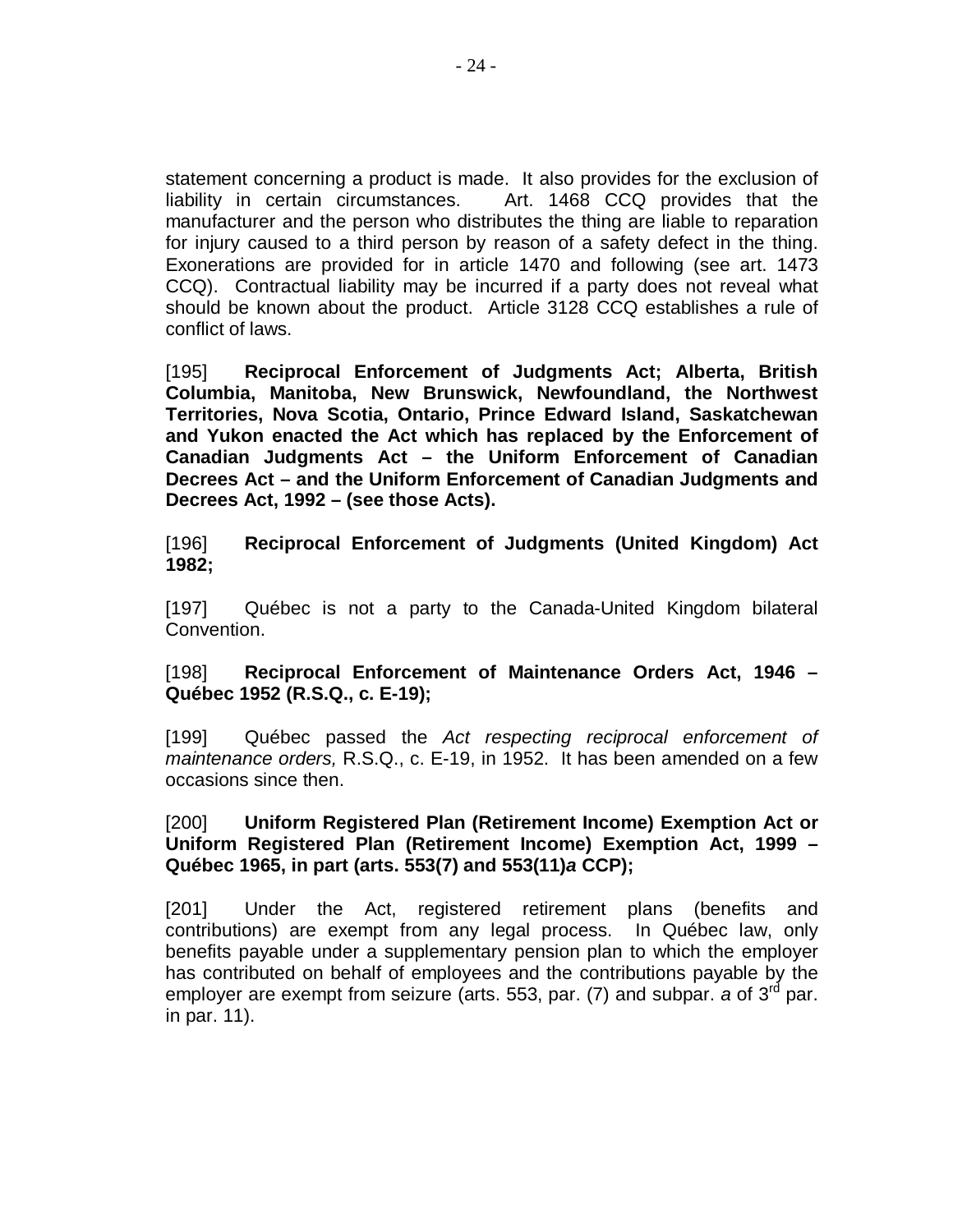statement concerning a product is made. It also provides for the exclusion of liability in certain circumstances. Art. 1468 CCQ provides that the manufacturer and the person who distributes the thing are liable to reparation for injury caused to a third person by reason of a safety defect in the thing. Exonerations are provided for in article 1470 and following (see art. 1473 CCQ). Contractual liability may be incurred if a party does not reveal what should be known about the product. Article 3128 CCQ establishes a rule of conflict of laws.

[195] **Reciprocal Enforcement of Judgments Act; Alberta, British Columbia, Manitoba, New Brunswick, Newfoundland, the Northwest Territories, Nova Scotia, Ontario, Prince Edward Island, Saskatchewan and Yukon enacted the Act which has replaced by the Enforcement of Canadian Judgments Act – the Uniform Enforcement of Canadian Decrees Act – and the Uniform Enforcement of Canadian Judgments and Decrees Act, 1992 – (see those Acts).**

[196] **Reciprocal Enforcement of Judgments (United Kingdom) Act 1982;**

[197] Québec is not a party to the Canada-United Kingdom bilateral Convention.

[198] **Reciprocal Enforcement of Maintenance Orders Act, 1946 – Québec 1952 (R.S.Q., c. E-19);**

[199] Québec passed the *Act respecting reciprocal enforcement of maintenance orders,* R.S.Q., c. E-19, in 1952. It has been amended on a few occasions since then.

[200] **Uniform Registered Plan (Retirement Income) Exemption Act or Uniform Registered Plan (Retirement Income) Exemption Act, 1999 – Québec 1965, in part (arts. 553(7) and 553(11)*a* CCP);**

[201] Under the Act, registered retirement plans (benefits and contributions) are exempt from any legal process. In Québec law, only benefits payable under a supplementary pension plan to which the employer has contributed on behalf of employees and the contributions payable by the employer are exempt from seizure (arts. 553, par. (7) and subpar. *a* of 3rd par. in par. 11).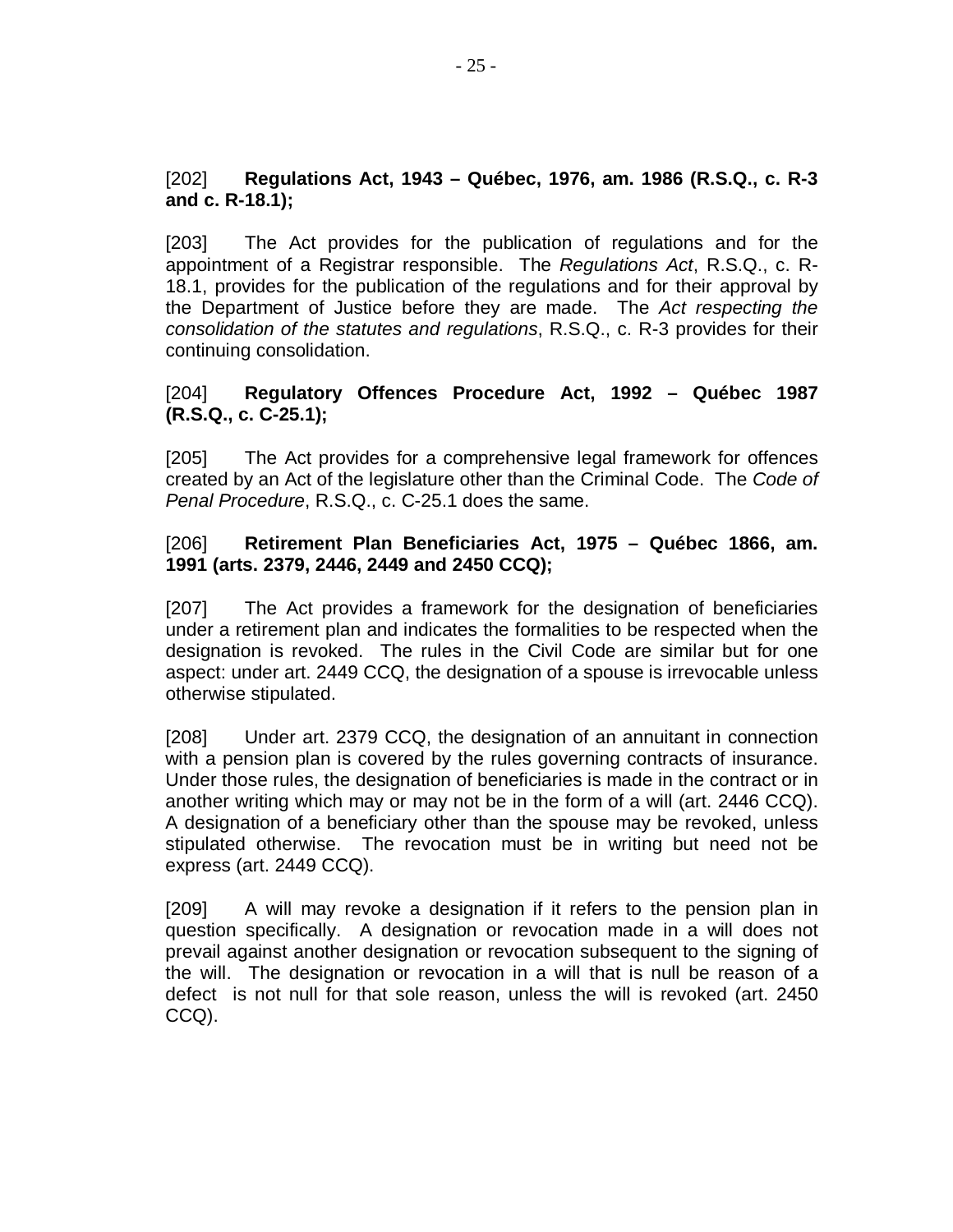[202] **Regulations Act, 1943 – Québec, 1976, am. 1986 (R.S.Q., c. R-3 and c. R-18.1);**

[203] The Act provides for the publication of regulations and for the appointment of a Registrar responsible. The *Regulations Act*, R.S.Q., c. R-18.1, provides for the publication of the regulations and for their approval by the Department of Justice before they are made. The *Act respecting the consolidation of the statutes and regulations*, R.S.Q., c. R-3 provides for their continuing consolidation.

[204] **Regulatory Offences Procedure Act, 1992 – Québec 1987 (R.S.Q., c. C-25.1);**

[205] The Act provides for a comprehensive legal framework for offences created by an Act of the legislature other than the Criminal Code. The *Code of Penal Procedure*, R.S.Q., c. C-25.1 does the same.

[206] **Retirement Plan Beneficiaries Act, 1975 – Québec 1866, am. 1991 (arts. 2379, 2446, 2449 and 2450 CCQ);**

[207] The Act provides a framework for the designation of beneficiaries under a retirement plan and indicates the formalities to be respected when the designation is revoked. The rules in the Civil Code are similar but for one aspect: under art. 2449 CCQ, the designation of a spouse is irrevocable unless otherwise stipulated.

[208] Under art. 2379 CCQ, the designation of an annuitant in connection with a pension plan is covered by the rules governing contracts of insurance. Under those rules, the designation of beneficiaries is made in the contract or in another writing which may or may not be in the form of a will (art. 2446 CCQ). A designation of a beneficiary other than the spouse may be revoked, unless stipulated otherwise. The revocation must be in writing but need not be express (art. 2449 CCQ).

[209] A will may revoke a designation if it refers to the pension plan in question specifically. A designation or revocation made in a will does not prevail against another designation or revocation subsequent to the signing of the will. The designation or revocation in a will that is null be reason of a defect is not null for that sole reason, unless the will is revoked (art. 2450 CCQ).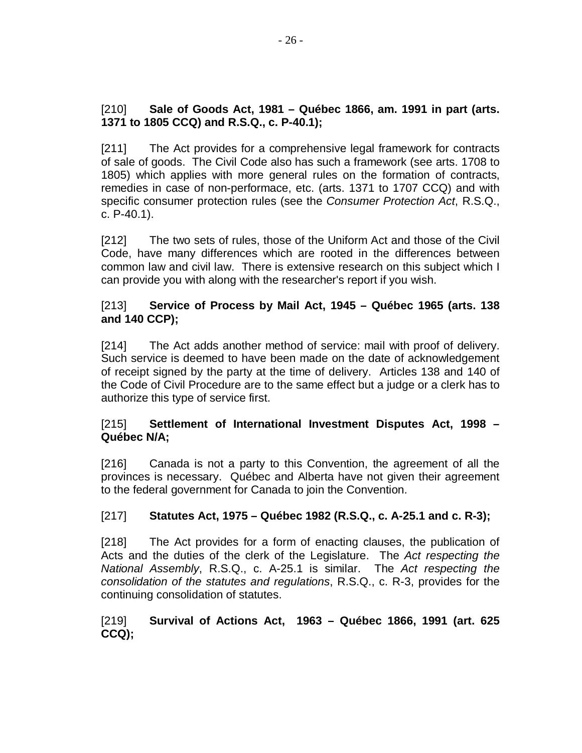[210] **Sale of Goods Act, 1981 – Québec 1866, am. 1991 in part (arts. 1371 to 1805 CCQ) and R.S.Q., c. P-40.1);**

[211] The Act provides for a comprehensive legal framework for contracts of sale of goods. The Civil Code also has such a framework (see arts. 1708 to 1805) which applies with more general rules on the formation of contracts, remedies in case of non-performace, etc. (arts. 1371 to 1707 CCQ) and with specific consumer protection rules (see the *Consumer Protection Act*, R.S.Q., c. P-40.1).

[212] The two sets of rules, those of the Uniform Act and those of the Civil Code, have many differences which are rooted in the differences between common law and civil law. There is extensive research on this subject which I can provide you with along with the researcher's report if you wish.

[213] **Service of Process by Mail Act, 1945 – Québec 1965 (arts. 138 and 140 CCP);**

[214] The Act adds another method of service: mail with proof of delivery. Such service is deemed to have been made on the date of acknowledgement of receipt signed by the party at the time of delivery. Articles 138 and 140 of the Code of Civil Procedure are to the same effect but a judge or a clerk has to authorize this type of service first.

[215] **Settlement of International Investment Disputes Act, 1998 – Québec N/A;**

[216] Canada is not a party to this Convention, the agreement of all the provinces is necessary. Québec and Alberta have not given their agreement to the federal government for Canada to join the Convention.

[217] **Statutes Act, 1975 – Québec 1982 (R.S.Q., c. A-25.1 and c. R-3);**

[218] The Act provides for a form of enacting clauses, the publication of Acts and the duties of the clerk of the Legislature. The *Act respecting the National Assembly*, R.S.Q., c. A-25.1 is similar. The *Act respecting the consolidation of the statutes and regulations*, R.S.Q., c. R-3, provides for the continuing consolidation of statutes.

[219] **Survival of Actions Act, 1963 – Québec 1866, 1991 (art. 625 CCQ);**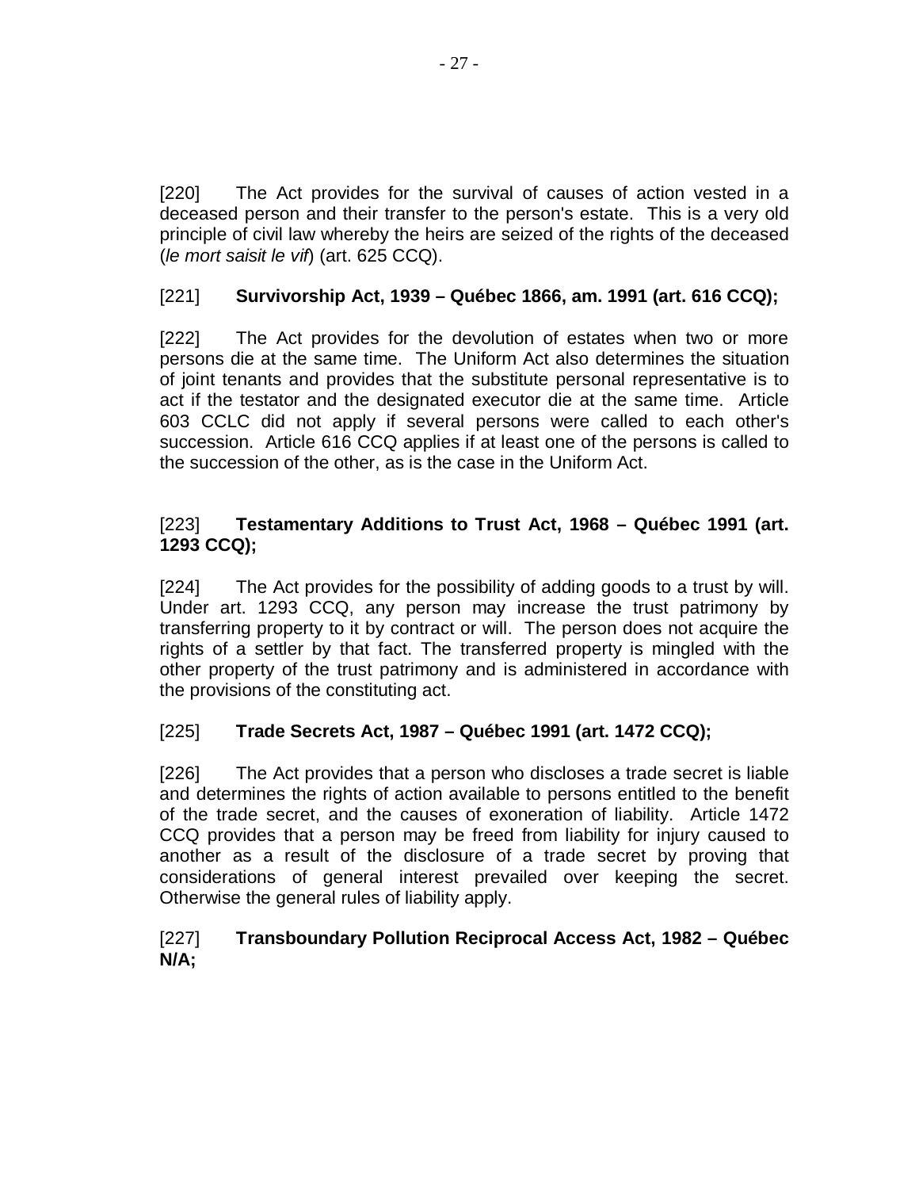[220] The Act provides for the survival of causes of action vested in a deceased person and their transfer to the person's estate. This is a very old principle of civil law whereby the heirs are seized of the rights of the deceased (*le mort saisit le vif*) (art. 625 CCQ).

[221] **Survivorship Act, 1939 – Québec 1866, am. 1991 (art. 616 CCQ);**

[222] The Act provides for the devolution of estates when two or more persons die at the same time. The Uniform Act also determines the situation of joint tenants and provides that the substitute personal representative is to act if the testator and the designated executor die at the same time. Article 603 CCLC did not apply if several persons were called to each other's succession. Article 616 CCQ applies if at least one of the persons is called to the succession of the other, as is the case in the Uniform Act.

[223] **Testamentary Additions to Trust Act, 1968 – Québec 1991 (art. 1293 CCQ);**

[224] The Act provides for the possibility of adding goods to a trust by will. Under art. 1293 CCQ, any person may increase the trust patrimony by transferring property to it by contract or will. The person does not acquire the rights of a settler by that fact. The transferred property is mingled with the other property of the trust patrimony and is administered in accordance with the provisions of the constituting act.

[225] **Trade Secrets Act, 1987 – Québec 1991 (art. 1472 CCQ);**

[226] The Act provides that a person who discloses a trade secret is liable and determines the rights of action available to persons entitled to the benefit of the trade secret, and the causes of exoneration of liability. Article 1472 CCQ provides that a person may be freed from liability for injury caused to another as a result of the disclosure of a trade secret by proving that considerations of general interest prevailed over keeping the secret. Otherwise the general rules of liability apply.

[227] **Transboundary Pollution Reciprocal Access Act, 1982 – Québec N/A;**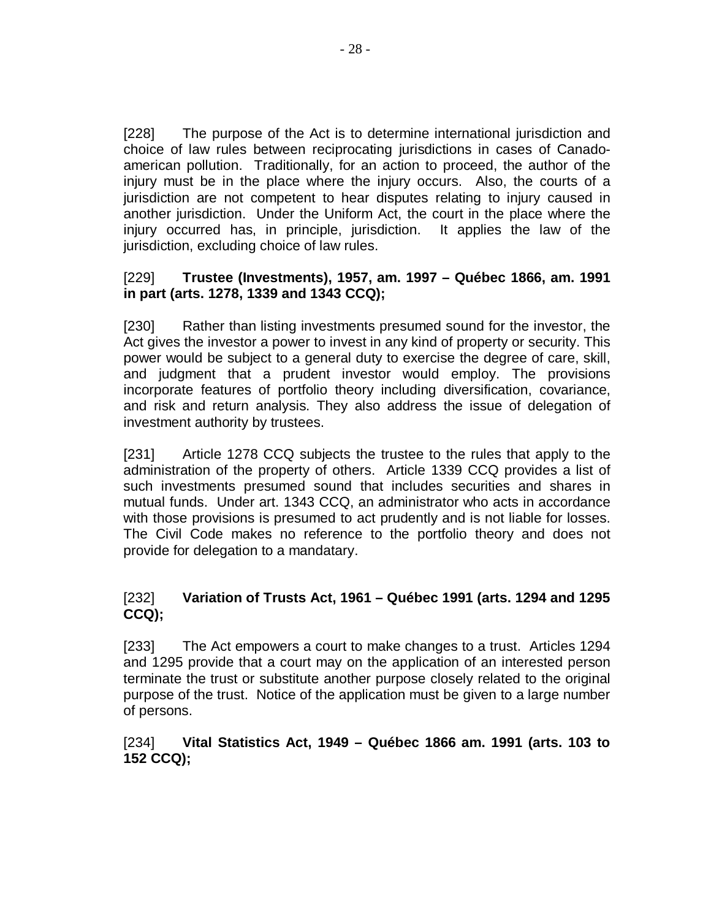[228] The purpose of the Act is to determine international jurisdiction and choice of law rules between reciprocating jurisdictions in cases of Canado-american pollution. Traditionally, for an action to proceed, the author of the injury must be in the place where the injury occurs. Also, the courts of a jurisdiction are not competent to hear disputes relating to injury caused in another jurisdiction. Under the Uniform Act, the court in the place where the injury occurred has, in principle, jurisdiction. It applies the law of the jurisdiction, excluding choice of law rules.

[229] **Trustee (Investments), 1957, am. 1997 – Québec 1866, am. 1991 in part (arts. 1278, 1339 and 1343 CCQ);**

[230] Rather than listing investments presumed sound for the investor, the Act gives the investor a power to invest in any kind of property or security. This power would be subject to a general duty to exercise the degree of care, skill, and judgment that a prudent investor would employ. The provisions incorporate features of portfolio theory including diversification, covariance, and risk and return analysis. They also address the issue of delegation of investment authority by trustees.

[231] Article 1278 CCQ subjects the trustee to the rules that apply to the administration of the property of others. Article 1339 CCQ provides a list of such investments presumed sound that includes securities and shares in mutual funds. Under art. 1343 CCQ, an administrator who acts in accordance with those provisions is presumed to act prudently and is not liable for losses. The Civil Code makes no reference to the portfolio theory and does not provide for delegation to a mandatary.

[232] **Variation of Trusts Act, 1961 – Québec 1991 (arts. 1294 and 1295 CCQ);**

[233] The Act empowers a court to make changes to a trust. Articles 1294 and 1295 provide that a court may on the application of an interested person terminate the trust or substitute another purpose closely related to the original purpose of the trust. Notice of the application must be given to a large number of persons.

[234] **Vital Statistics Act, 1949 – Québec 1866 am. 1991 (arts. 103 to 152 CCQ);**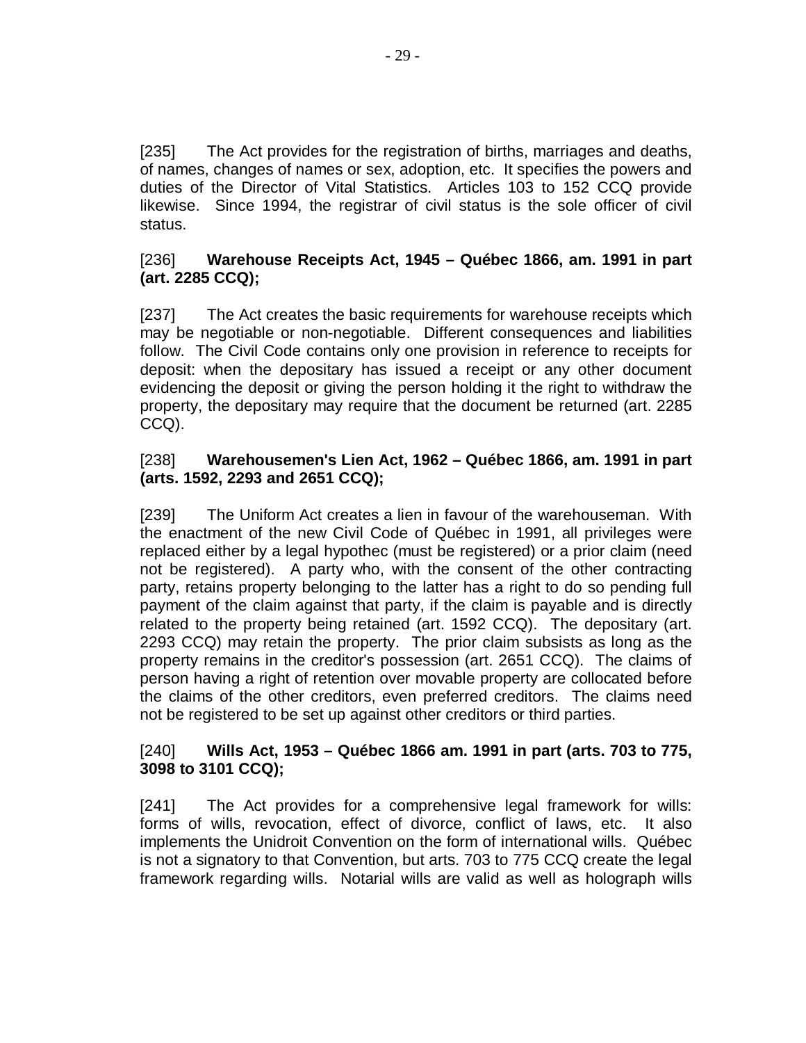[235] The Act provides for the registration of births, marriages and deaths, of names, changes of names or sex, adoption, etc. It specifies the powers and duties of the Director of Vital Statistics. Articles 103 to 152 CCQ provide likewise. Since 1994, the registrar of civil status is the sole officer of civil status.

[236] **Warehouse Receipts Act, 1945 – Québec 1866, am. 1991 in part (art. 2285 CCQ);**

[237] The Act creates the basic requirements for warehouse receipts which may be negotiable or non-negotiable. Different consequences and liabilities follow. The Civil Code contains only one provision in reference to receipts for deposit: when the depositary has issued a receipt or any other document evidencing the deposit or giving the person holding it the right to withdraw the property, the depositary may require that the document be returned (art. 2285 CCQ).

[238] **Warehousemen's Lien Act, 1962 – Québec 1866, am. 1991 in part (arts. 1592, 2293 and 2651 CCQ);**

[239] The Uniform Act creates a lien in favour of the warehouseman. With the enactment of the new Civil Code of Québec in 1991, all privileges were replaced either by a legal hypothec (must be registered) or a prior claim (need not be registered). A party who, with the consent of the other contracting party, retains property belonging to the latter has a right to do so pending full payment of the claim against that party, if the claim is payable and is directly related to the property being retained (art. 1592 CCQ). The depositary (art. 2293 CCQ) may retain the property. The prior claim subsists as long as the property remains in the creditor's possession (art. 2651 CCQ). The claims of person having a right of retention over movable property are collocated before the claims of the other creditors, even preferred creditors. The claims need not be registered to be set up against other creditors or third parties.

[240] **Wills Act, 1953 – Québec 1866 am. 1991 in part (arts. 703 to 775, 3098 to 3101 CCQ);**

[241] The Act provides for a comprehensive legal framework for wills: forms of wills, revocation, effect of divorce, conflict of laws, etc. It also implements the Unidroit Convention on the form of international wills. Québec is not a signatory to that Convention, but arts. 703 to 775 CCQ create the legal framework regarding wills. Notarial wills are valid as well as holograph wills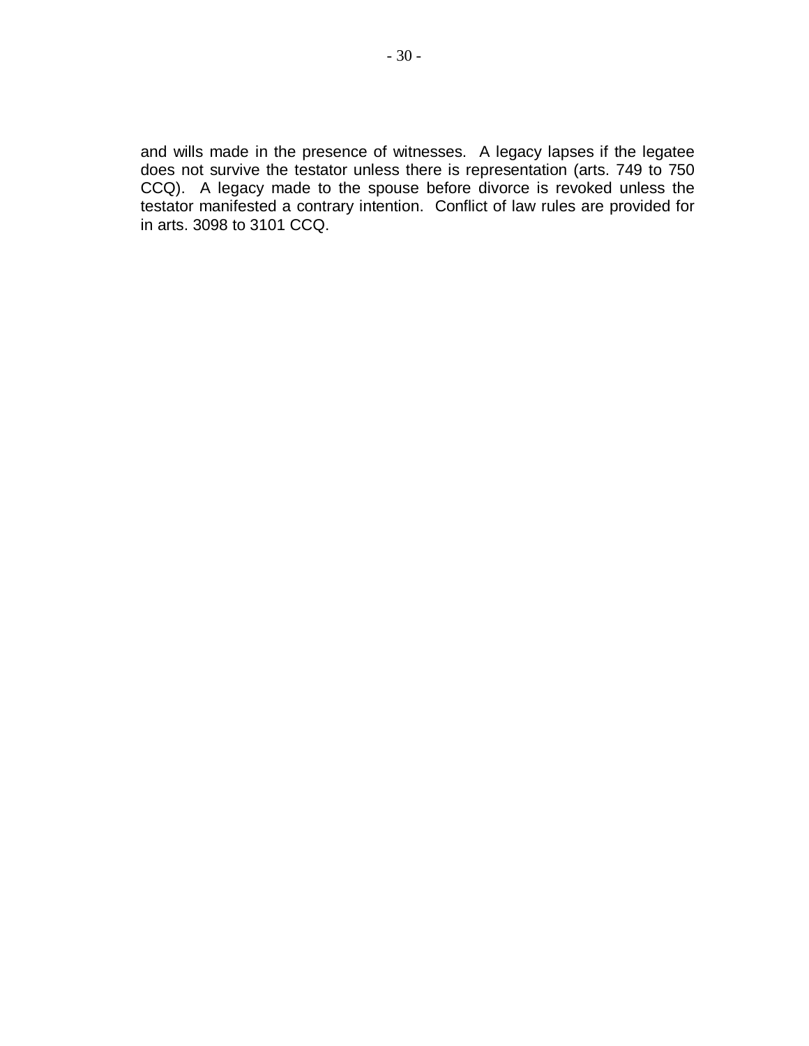and wills made in the presence of witnesses. A legacy lapses if the legatee does not survive the testator unless there is representation (arts. 749 to 750 CCQ). A legacy made to the spouse before divorce is revoked unless the testator manifested a contrary intention. Conflict of law rules are provided for in arts. 3098 to 3101 CCQ.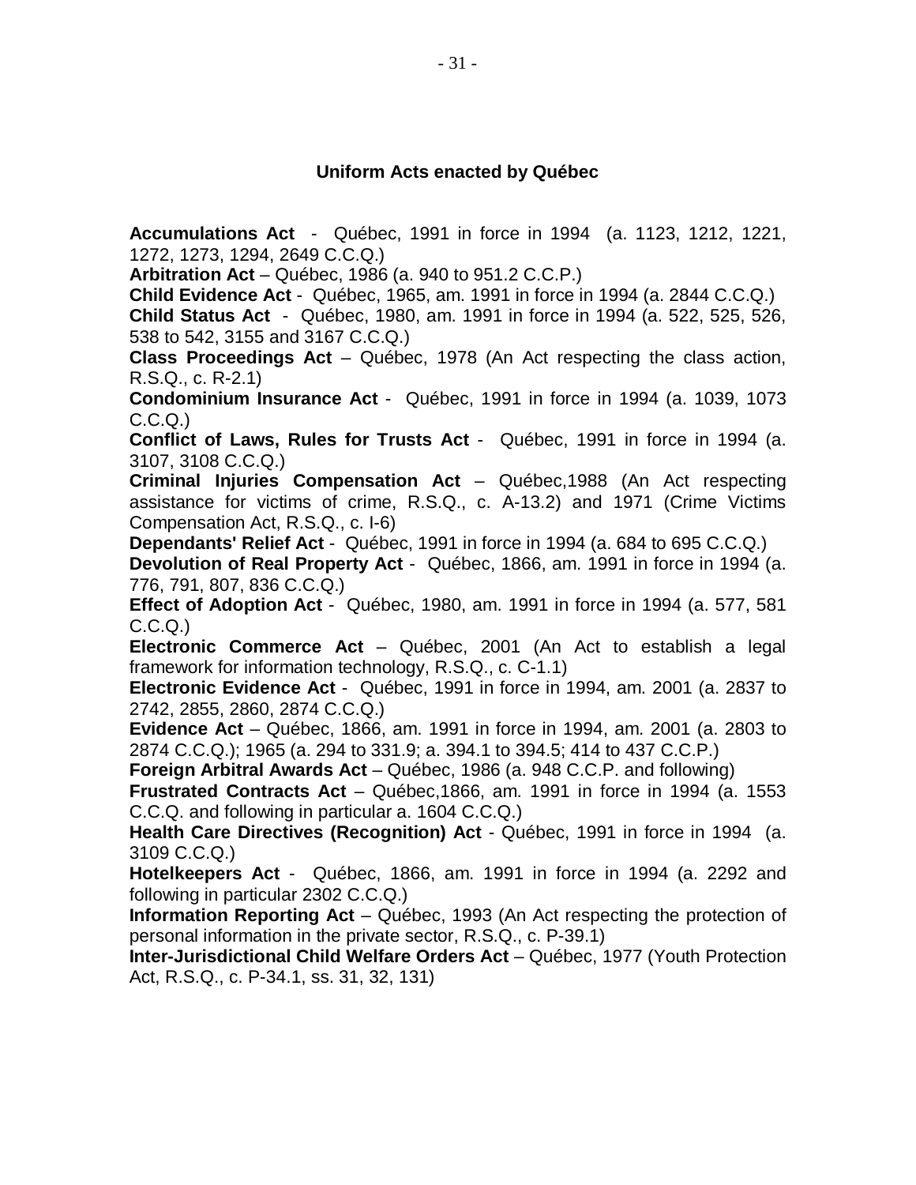## Uniform Acts enacted by Québec

**Accumulations Act** - Québec, 1991 in force in 1994 (a. 1123, 1212, 1221, 1272, 1273, 1294, 2649 C.C.Q.)

**Arbitration Act** – Québec, 1986 (a. 940 to 951.2 C.C.P.)

**Child Evidence Act** - Québec, 1965, am. 1991 in force in 1994 (a. 2844 C.C.Q.)

**Child Status Act** - Québec, 1980, am. 1991 in force in 1994 (a. 522, 525, 526, 538 to 542, 3155 and 3167 C.C.Q.)

**Class Proceedings Act** – Québec, 1978 (An Act respecting the class action, R.S.Q., c. R-2.1)

**Condominium Insurance Act** - Québec, 1991 in force in 1994 (a. 1039, 1073 C.C.Q.)

**Conflict of Laws, Rules for Trusts Act** - Québec, 1991 in force in 1994 (a. 3107, 3108 C.C.Q.)

**Criminal Injuries Compensation Act** – Québec,1988 (An Act respecting assistance for victims of crime, R.S.Q., c. A-13.2) and 1971 (Crime Victims Compensation Act, R.S.Q., c. I-6)

**Dependants' Relief Act** - Québec, 1991 in force in 1994 (a. 684 to 695 C.C.Q.)

**Devolution of Real Property Act** - Québec, 1866, am. 1991 in force in 1994 (a. 776, 791, 807, 836 C.C.Q.)

**Effect of Adoption Act** - Québec, 1980, am. 1991 in force in 1994 (a. 577, 581 C.C.Q.)

**Electronic Commerce Act** – Québec, 2001 (An Act to establish a legal framework for information technology, R.S.Q., c. C-1.1)

**Electronic Evidence Act** - Québec, 1991 in force in 1994, am. 2001 (a. 2837 to 2742, 2855, 2860, 2874 C.C.Q.)

**Evidence Act** – Québec, 1866, am. 1991 in force in 1994, am. 2001 (a. 2803 to 2874 C.C.Q.); 1965 (a. 294 to 331.9; a. 394.1 to 394.5; 414 to 437 C.C.P.)

**Foreign Arbitral Awards Act** – Québec, 1986 (a. 948 C.C.P. and following)

**Frustrated Contracts Act** – Québec,1866, am. 1991 in force in 1994 (a. 1553 C.C.Q. and following in particular a. 1604 C.C.Q.)

**Health Care Directives (Recognition) Act** - Québec, 1991 in force in 1994 (a. 3109 C.C.Q.)

**Hotelkeepers Act** - Québec, 1866, am. 1991 in force in 1994 (a. 2292 and following in particular 2302 C.C.Q.)

**Information Reporting Act** – Québec, 1993 (An Act respecting the protection of personal information in the private sector, R.S.Q., c. P-39.1)

**Inter-Jurisdictional Child Welfare Orders Act** – Québec, 1977 (Youth Protection Act, R.S.Q., c. P-34.1, ss. 31, 32, 131)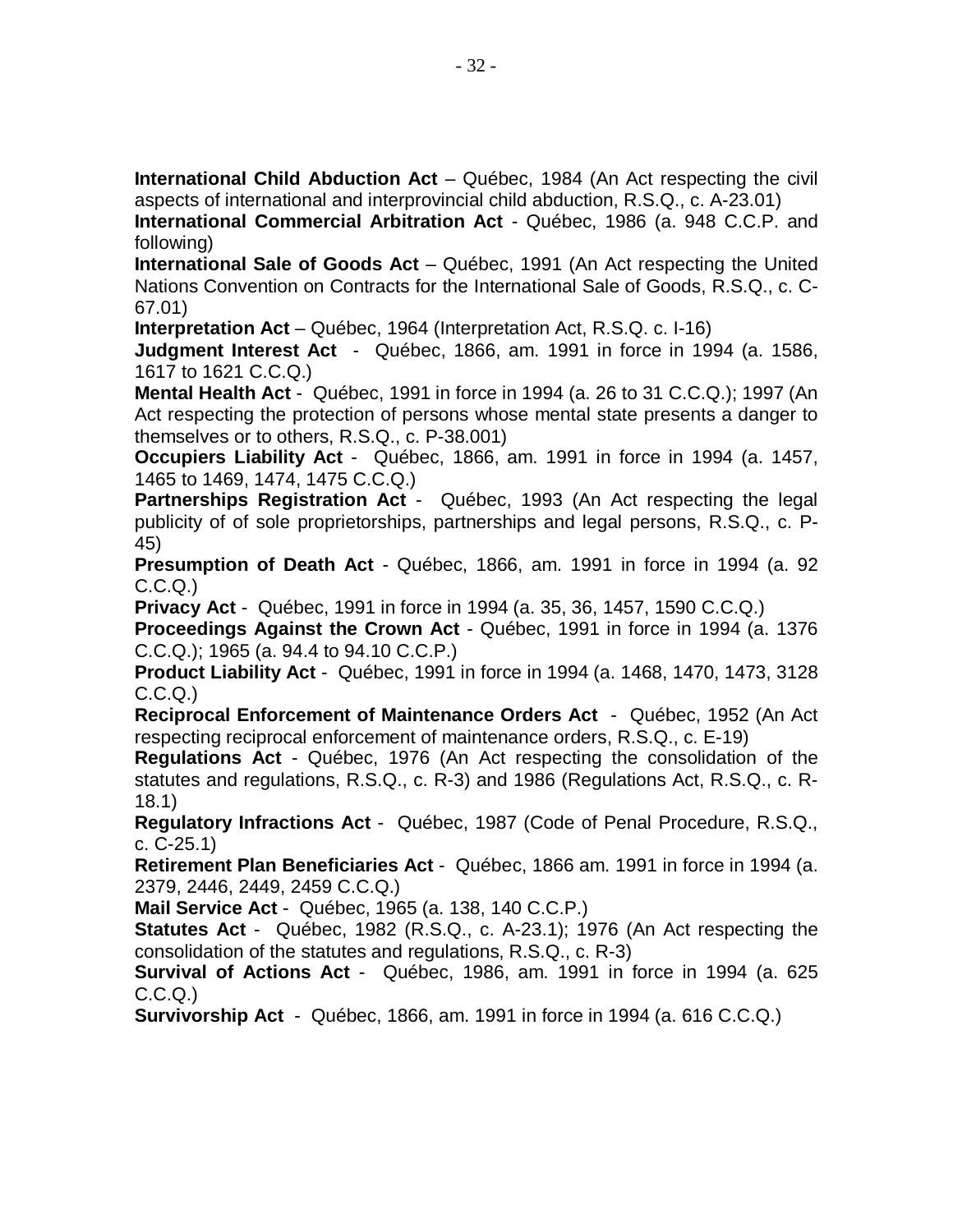**International Child Abduction Act** – Québec, 1984 (An Act respecting the civil aspects of international and interprovincial child abduction, R.S.Q., c. A-23.01)

**International Commercial Arbitration Act** - Québec, 1986 (a. 948 C.C.P. and following)

**International Sale of Goods Act** – Québec, 1991 (An Act respecting the United Nations Convention on Contracts for the International Sale of Goods, R.S.Q., c. C-67.01)

**Interpretation Act** – Québec, 1964 (Interpretation Act, R.S.Q. c. I-16)

**Judgment Interest Act** - Québec, 1866, am. 1991 in force in 1994 (a. 1586, 1617 to 1621 C.C.Q.)

**Mental Health Act** - Québec, 1991 in force in 1994 (a. 26 to 31 C.C.Q.); 1997 (An Act respecting the protection of persons whose mental state presents a danger to themselves or to others, R.S.Q., c. P-38.001)

**Occupiers Liability Act** - Québec, 1866, am. 1991 in force in 1994 (a. 1457, 1465 to 1469, 1474, 1475 C.C.Q.)

**Partnerships Registration Act** - Québec, 1993 (An Act respecting the legal publicity of of sole proprietorships, partnerships and legal persons, R.S.Q., c. P-45)

**Presumption of Death Act** - Québec, 1866, am. 1991 in force in 1994 (a. 92 C.C.Q.)

**Privacy Act** - Québec, 1991 in force in 1994 (a. 35, 36, 1457, 1590 C.C.Q.)

**Proceedings Against the Crown Act** - Québec, 1991 in force in 1994 (a. 1376 C.C.Q.); 1965 (a. 94.4 to 94.10 C.C.P.)

**Product Liability Act** - Québec, 1991 in force in 1994 (a. 1468, 1470, 1473, 3128 C.C.Q.)

**Reciprocal Enforcement of Maintenance Orders Act** - Québec, 1952 (An Act respecting reciprocal enforcement of maintenance orders, R.S.Q., c. E-19)

**Regulations Act** - Québec, 1976 (An Act respecting the consolidation of the statutes and regulations, R.S.Q., c. R-3) and 1986 (Regulations Act, R.S.Q., c. R-18.1)

**Regulatory Infractions Act** - Québec, 1987 (Code of Penal Procedure, R.S.Q., c. C-25.1)

**Retirement Plan Beneficiaries Act** - Québec, 1866 am. 1991 in force in 1994 (a. 2379, 2446, 2449, 2459 C.C.Q.)

**Mail Service Act** - Québec, 1965 (a. 138, 140 C.C.P.)

**Statutes Act** - Québec, 1982 (R.S.Q., c. A-23.1); 1976 (An Act respecting the consolidation of the statutes and regulations, R.S.Q., c. R-3)

**Survival of Actions Act** - Québec, 1986, am. 1991 in force in 1994 (a. 625 C.C.Q.)

**Survivorship Act** - Québec, 1866, am. 1991 in force in 1994 (a. 616 C.C.Q.)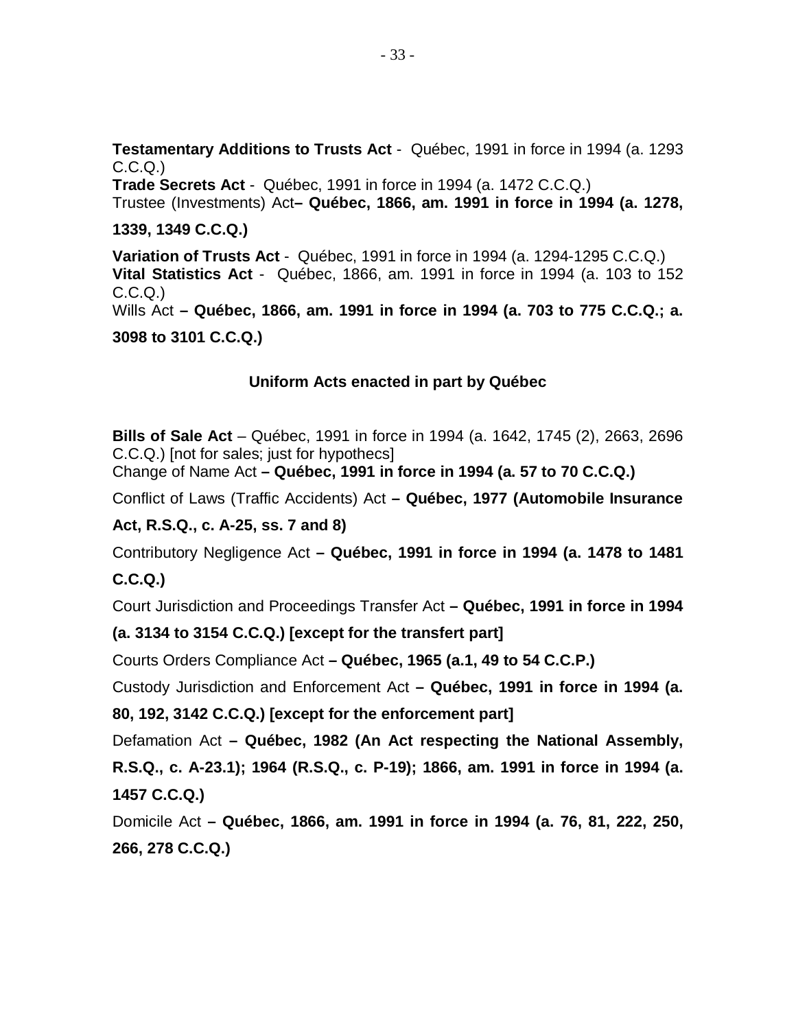**Testamentary Additions to Trusts Act** - Québec, 1991 in force in 1994 (a. 1293 C.C.Q.)
**Trade Secrets Act** - Québec, 1991 in force in 1994 (a. 1472 C.C.Q.)
Trustee (Investments) Act**– Québec, 1866, am. 1991 in force in 1994 (a. 1278, 1339, 1349 C.C.Q.)**

**Variation of Trusts Act** - Québec, 1991 in force in 1994 (a. 1294-1295 C.C.Q.)
**Vital Statistics Act** - Québec, 1866, am. 1991 in force in 1994 (a. 103 to 152 C.C.Q.)
Wills Act **– Québec, 1866, am. 1991 in force in 1994 (a. 703 to 775 C.C.Q.; a. 3098 to 3101 C.C.Q.)**

### Uniform Acts enacted in part by Québec

**Bills of Sale Act** – Québec, 1991 in force in 1994 (a. 1642, 1745 (2), 2663, 2696 C.C.Q.) [not for sales; just for hypothecs]
Change of Name Act **– Québec, 1991 in force in 1994 (a. 57 to 70 C.C.Q.)**

Conflict of Laws (Traffic Accidents) Act **– Québec, 1977 (Automobile Insurance Act, R.S.Q., c. A-25, ss. 7 and 8)**

Contributory Negligence Act **– Québec, 1991 in force in 1994 (a. 1478 to 1481 C.C.Q.)**

Court Jurisdiction and Proceedings Transfer Act **– Québec, 1991 in force in 1994 (a. 3134 to 3154 C.C.Q.) [except for the transfert part]**

Courts Orders Compliance Act **– Québec, 1965 (a.1, 49 to 54 C.C.P.)**

Custody Jurisdiction and Enforcement Act **– Québec, 1991 in force in 1994 (a. 80, 192, 3142 C.C.Q.) [except for the enforcement part]**

Defamation Act **– Québec, 1982 (An Act respecting the National Assembly, R.S.Q., c. A-23.1); 1964 (R.S.Q., c. P-19); 1866, am. 1991 in force in 1994 (a. 1457 C.C.Q.)**

Domicile Act **– Québec, 1866, am. 1991 in force in 1994 (a. 76, 81, 222, 250, 266, 278 C.C.Q.)**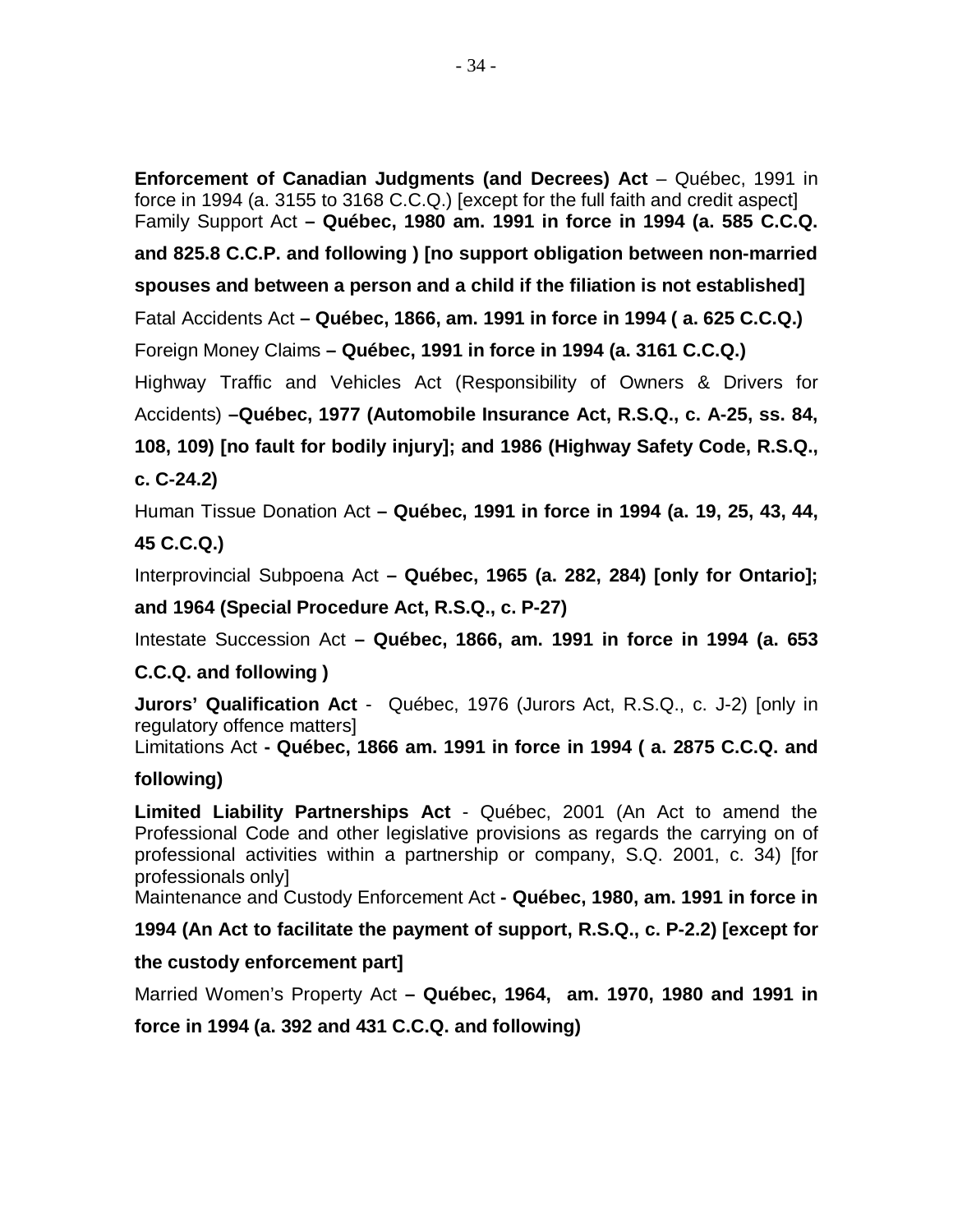**Enforcement of Canadian Judgments (and Decrees) Act** – Québec, 1991 in force in 1994 (a. 3155 to 3168 C.C.Q.) [except for the full faith and credit aspect]

Family Support Act **– Québec, 1980 am. 1991 in force in 1994 (a. 585 C.C.Q. and 825.8 C.C.P. and following ) [no support obligation between non-married spouses and between a person and a child if the filiation is not established]**

Fatal Accidents Act **– Québec, 1866, am. 1991 in force in 1994 ( a. 625 C.C.Q.)**

Foreign Money Claims **– Québec, 1991 in force in 1994 (a. 3161 C.C.Q.)**

Highway Traffic and Vehicles Act (Responsibility of Owners & Drivers for Accidents) **–Québec, 1977 (Automobile Insurance Act, R.S.Q., c. A-25, ss. 84, 108, 109) [no fault for bodily injury]; and 1986 (Highway Safety Code, R.S.Q., c. C-24.2)**

Human Tissue Donation Act **– Québec, 1991 in force in 1994 (a. 19, 25, 43, 44, 45 C.C.Q.)**

Interprovincial Subpoena Act **– Québec, 1965 (a. 282, 284) [only for Ontario]; and 1964 (Special Procedure Act, R.S.Q., c. P-27)**

Intestate Succession Act **– Québec, 1866, am. 1991 in force in 1994 (a. 653 C.C.Q. and following )**

**Jurors' Qualification Act** - Québec, 1976 (Jurors Act, R.S.Q., c. J-2) [only in regulatory offence matters]

Limitations Act **- Québec, 1866 am. 1991 in force in 1994 ( a. 2875 C.C.Q. and following)**

**Limited Liability Partnerships Act** - Québec, 2001 (An Act to amend the Professional Code and other legislative provisions as regards the carrying on of professional activities within a partnership or company, S.Q. 2001, c. 34) [for professionals only]

Maintenance and Custody Enforcement Act **- Québec, 1980, am. 1991 in force in 1994 (An Act to facilitate the payment of support, R.S.Q., c. P-2.2) [except for the custody enforcement part]**

Married Women's Property Act **– Québec, 1964, am. 1970, 1980 and 1991 in force in 1994 (a. 392 and 431 C.C.Q. and following)**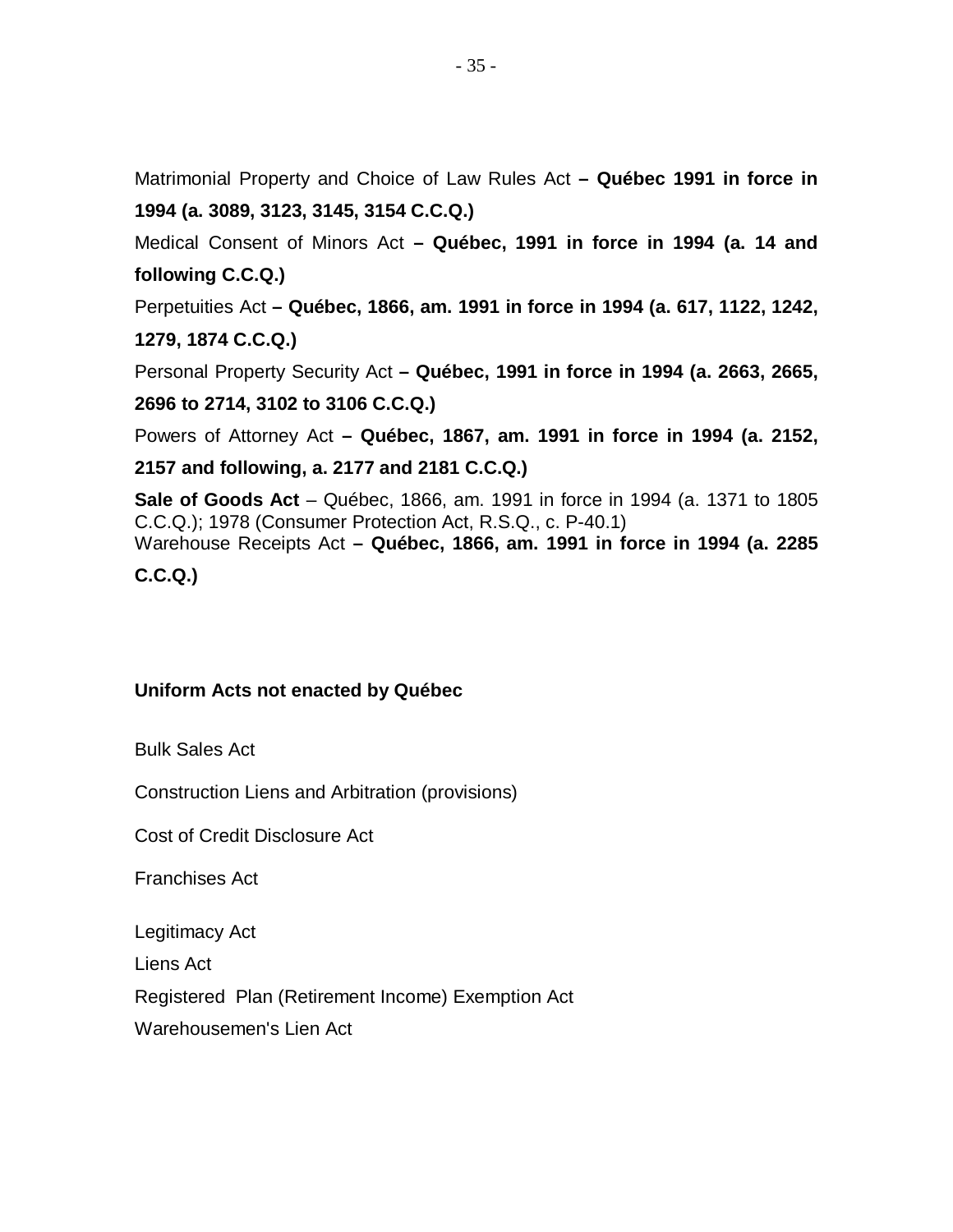Matrimonial Property and Choice of Law Rules Act **– Québec 1991 in force in 1994 (a. 3089, 3123, 3145, 3154 C.C.Q.)**

Medical Consent of Minors Act **– Québec, 1991 in force in 1994 (a. 14 and following C.C.Q.)**

Perpetuities Act **– Québec, 1866, am. 1991 in force in 1994 (a. 617, 1122, 1242, 1279, 1874 C.C.Q.)**

Personal Property Security Act **– Québec, 1991 in force in 1994 (a. 2663, 2665, 2696 to 2714, 3102 to 3106 C.C.Q.)**

Powers of Attorney Act **– Québec, 1867, am. 1991 in force in 1994 (a. 2152, 2157 and following, a. 2177 and 2181 C.C.Q.)**

**Sale of Goods Act** – Québec, 1866, am. 1991 in force in 1994 (a. 1371 to 1805 C.C.Q.); 1978 (Consumer Protection Act, R.S.Q., c. P-40.1)

Warehouse Receipts Act **– Québec, 1866, am. 1991 in force in 1994 (a. 2285 C.C.Q.)**

**Uniform Acts not enacted by Québec**

Bulk Sales Act

Construction Liens and Arbitration (provisions)

Cost of Credit Disclosure Act

Franchises Act

Legitimacy Act

Liens Act

Registered Plan (Retirement Income) Exemption Act

Warehousemen's Lien Act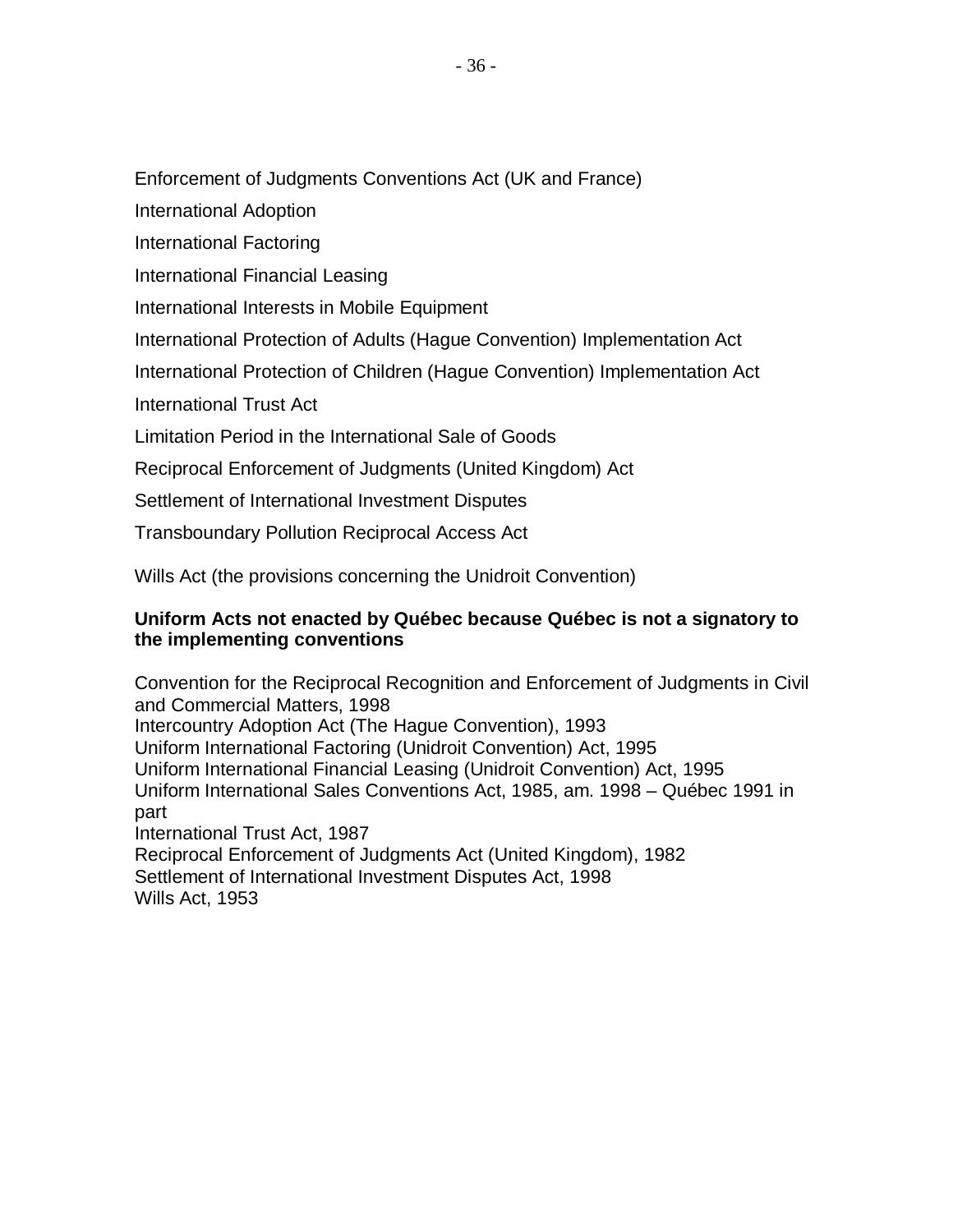Enforcement of Judgments Conventions Act (UK and France)

International Adoption

International Factoring

International Financial Leasing

International Interests in Mobile Equipment

International Protection of Adults (Hague Convention) Implementation Act

International Protection of Children (Hague Convention) Implementation Act

International Trust Act

Limitation Period in the International Sale of Goods

Reciprocal Enforcement of Judgments (United Kingdom) Act

Settlement of International Investment Disputes

Transboundary Pollution Reciprocal Access Act

Wills Act (the provisions concerning the Unidroit Convention)

**Uniform Acts not enacted by Québec because Québec is not a signatory to the implementing conventions**

Convention for the Reciprocal Recognition and Enforcement of Judgments in Civil and Commercial Matters, 1998
Intercountry Adoption Act (The Hague Convention), 1993
Uniform International Factoring (Unidroit Convention) Act, 1995
Uniform International Financial Leasing (Unidroit Convention) Act, 1995
Uniform International Sales Conventions Act, 1985, am. 1998 – Québec 1991 in part
International Trust Act, 1987
Reciprocal Enforcement of Judgments Act (United Kingdom), 1982
Settlement of International Investment Disputes Act, 1998
Wills Act, 1953